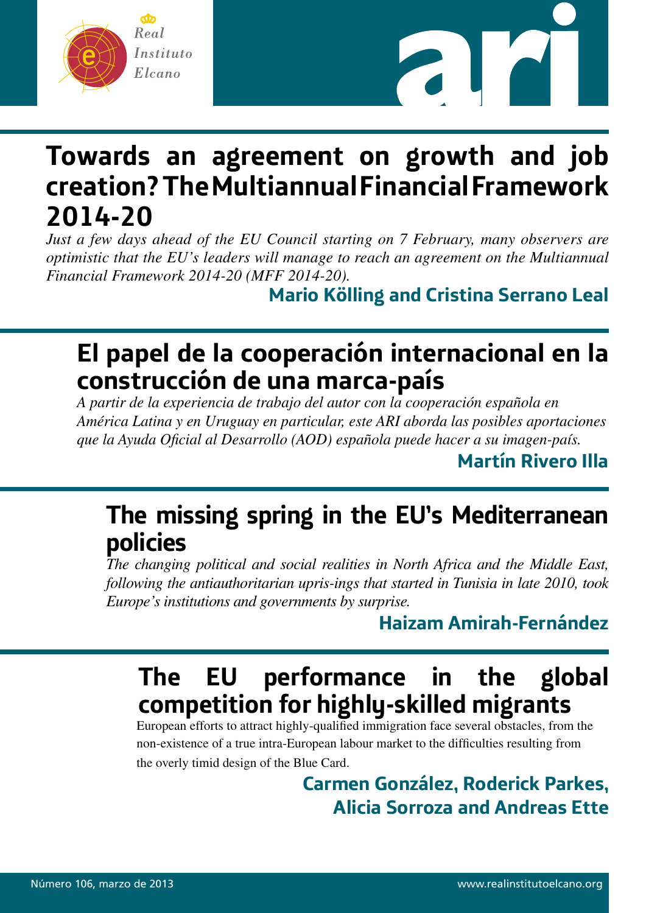# Towards an agreement on growth and job creation? The Multiannual Financial Framework 2014-20

*Just a few days ahead of the EU Council starting on 7 February, many observers are optimistic that the EU's leaders will manage to reach an agreement on the Multiannual Financial Framework 2014-20 (MFF 2014-20).*

**Mario Kölling and Cristina Serrano Leal**

# El papel de la cooperación internacional en la construcción de una marca-país

*A partir de la experiencia de trabajo del autor con la cooperación española en América Latina y en Uruguay en particular, este ARI aborda las posibles aportaciones que la Ayuda Oficial al Desarrollo (AOD) española puede hacer a su imagen-país.*

**Martín Rivero Illa**

# The missing spring in the EU's Mediterranean policies

*The changing political and social realities in North Africa and the Middle East, following the antiauthoritarian upris-ings that started in Tunisia in late 2010, took Europe's institutions and governments by surprise.*

**Haizam Amirah-Fernández**

# The EU performance in the global competition for highly-skilled migrants

European efforts to attract highly-qualified immigration face several obstacles, from the non-existence of a true intra-European labour market to the difficulties resulting from the overly timid design of the Blue Card.

**Carmen González, Roderick Parkes, Alicia Sorroza and Andreas Ette**

Número 106, marzo de 2013

www.realinstitutoelcano.org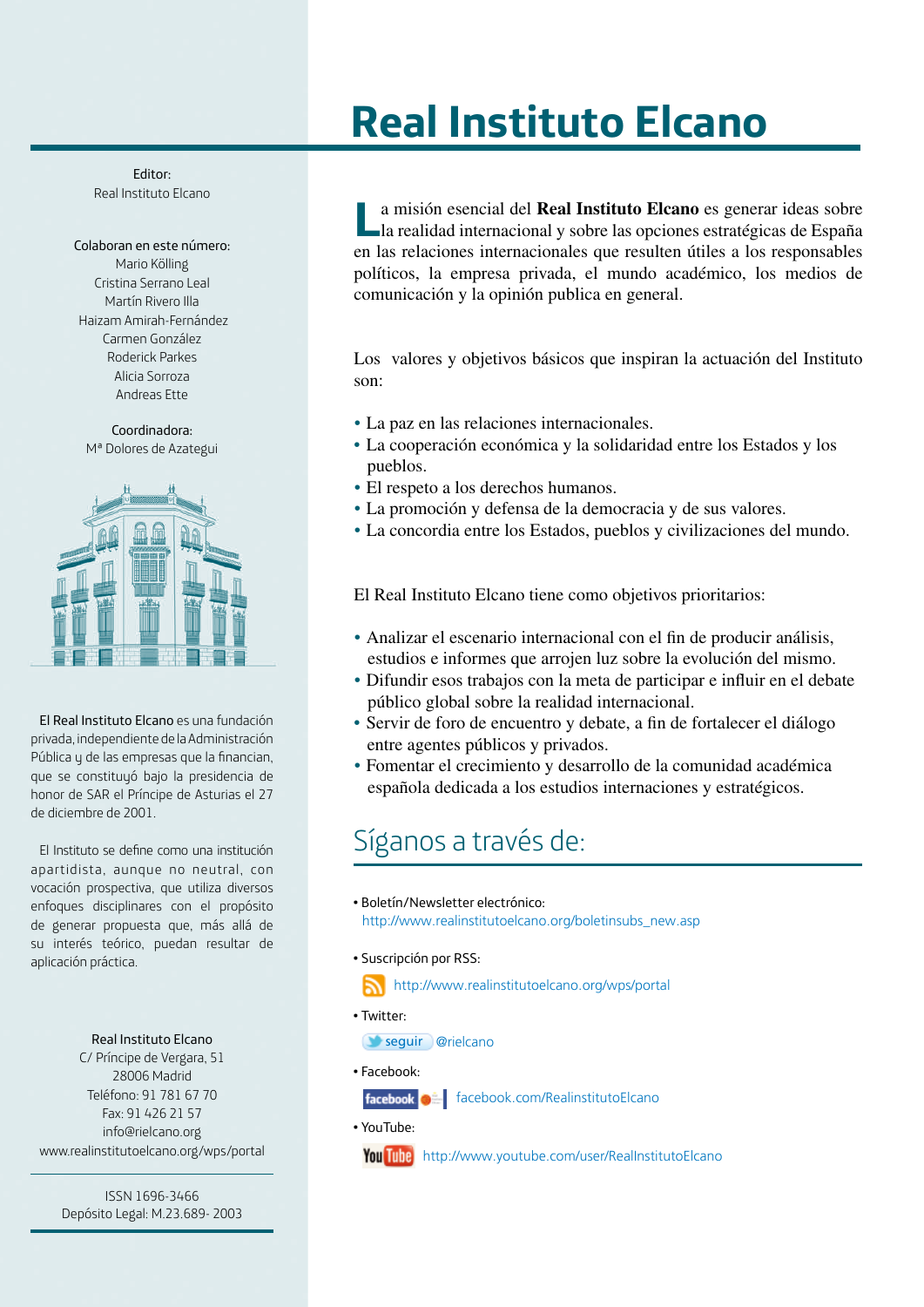# Real Instituto Elcano

Editor:
Real Instituto Elcano

Colaboran en este número:
Mario Kölling
Cristina Serrano Leal
Martín Rivero Illa
Haizam Amirah-Fernández
Carmen González
Roderick Parkes
Alicia Sorroza
Andreas Ette

Coordinadora:
Mª Dolores de Azategui

El Real Instituto Elcano es una fundación privada, independiente de la Administración Pública y de las empresas que la financian, que se constituyó bajo la presidencia de honor de SAR el Príncipe de Asturias el 27 de diciembre de 2001.

El Instituto se define como una institución apartidista, aunque no neutral, con vocación prospectiva, que utiliza diversos enfoques disciplinares con el propósito de generar propuesta que, más allá de su interés teórico, puedan resultar de aplicación práctica.

Real Instituto Elcano
C/ Príncipe de Vergara, 51
28006 Madrid
Teléfono: 91 781 67 70
Fax: 91 426 21 57
info@rielcano.org
www.realinstitutoelcano.org/wps/portal

ISSN 1696-3466
Depósito Legal: M.23.689- 2003

La misión esencial del **Real Instituto Elcano** es generar ideas sobre la realidad internacional y sobre las opciones estratégicas de España en las relaciones internacionales que resulten útiles a los responsables políticos, la empresa privada, el mundo académico, los medios de comunicación y la opinión publica en general.

Los valores y objetivos básicos que inspiran la actuación del Instituto son:

- La paz en las relaciones internacionales.
- La cooperación económica y la solidaridad entre los Estados y los pueblos.
- El respeto a los derechos humanos.
- La promoción y defensa de la democracia y de sus valores.
- La concordia entre los Estados, pueblos y civilizaciones del mundo.

El Real Instituto Elcano tiene como objetivos prioritarios:

- Analizar el escenario internacional con el fin de producir análisis, estudios e informes que arrojen luz sobre la evolución del mismo.
- Difundir esos trabajos con la meta de participar e influir en el debate público global sobre la realidad internacional.
- Servir de foro de encuentro y debate, a fin de fortalecer el diálogo entre agentes públicos y privados.
- Fomentar el crecimiento y desarrollo de la comunidad académica española dedicada a los estudios internaciones y estratégicos.

## Síganos a través de:

- Boletín/Newsletter electrónico:
  http://www.realinstitutoelcano.org/boletinsubs_new.asp
- Suscripción por RSS:
  http://www.realinstitutoelcano.org/wps/portal
- Twitter:
  seguir @rielcano
- Facebook:
  facebook.com/RealinstitutoElcano
- YouTube:
  http://www.youtube.com/user/RealInstitutoElcano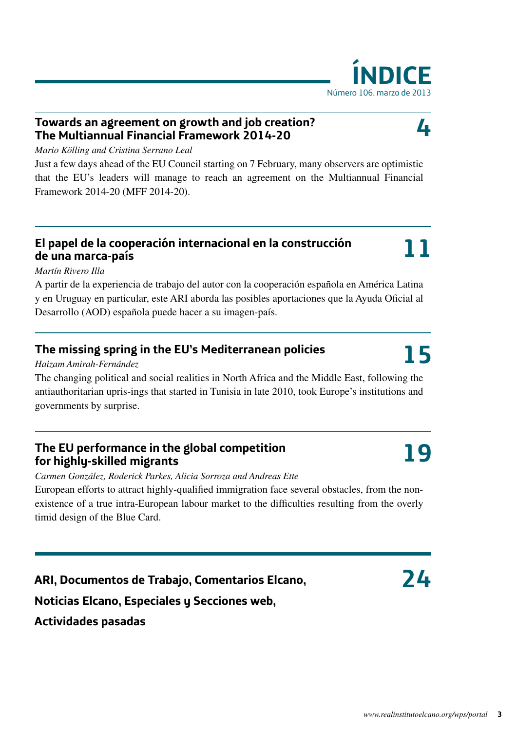# ÍNDICE

Número 106, marzo de 2013

## Towards an agreement on growth and job creation? The Multiannual Financial Framework 2014-20 — 4

*Mario Kölling and Cristina Serrano Leal*

Just a few days ahead of the EU Council starting on 7 February, many observers are optimistic that the EU's leaders will manage to reach an agreement on the Multiannual Financial Framework 2014-20 (MFF 2014-20).

## El papel de la cooperación internacional en la construcción de una marca-país — 11

*Martín Rivero Illa*

A partir de la experiencia de trabajo del autor con la cooperación española en América Latina y en Uruguay en particular, este ARI aborda las posibles aportaciones que la Ayuda Oficial al Desarrollo (AOD) española puede hacer a su imagen-país.

## The missing spring in the EU's Mediterranean policies — 15

*Haizam Amirah-Fernández*

The changing political and social realities in North Africa and the Middle East, following the antiauthoritarian upris-ings that started in Tunisia in late 2010, took Europe's institutions and governments by surprise.

## The EU performance in the global competition for highly-skilled migrants — 19

*Carmen González, Roderick Parkes, Alicia Sorroza and Andreas Ette*

European efforts to attract highly-qualified immigration face several obstacles, from the non-existence of a true intra-European labour market to the difficulties resulting from the overly timid design of the Blue Card.

## ARI, Documentos de Trabajo, Comentarios Elcano, Noticias Elcano, Especiales y Secciones web, Actividades pasadas — 24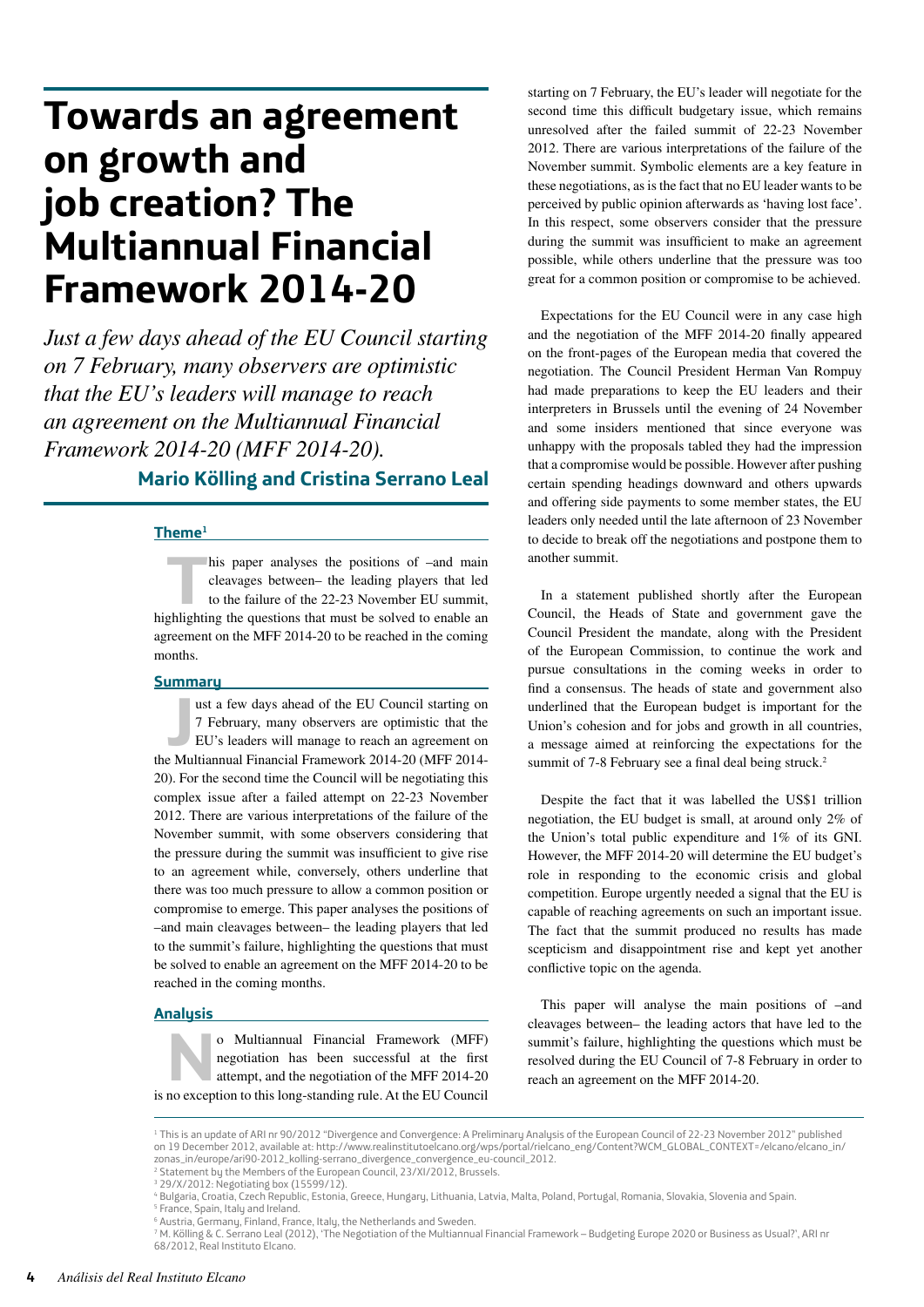# Towards an agreement on growth and job creation? The Multiannual Financial Framework 2014-20

*Just a few days ahead of the EU Council starting on 7 February, many observers are optimistic that the EU's leaders will manage to reach an agreement on the Multiannual Financial Framework 2014-20 (MFF 2014-20).*

**Mario Kölling and Cristina Serrano Leal**

## Theme[1]

This paper analyses the positions of –and main cleavages between– the leading players that led to the failure of the 22-23 November EU summit, highlighting the questions that must be solved to enable an agreement on the MFF 2014-20 to be reached in the coming months.

## Summary

Just a few days ahead of the EU Council starting on 7 February, many observers are optimistic that the EU's leaders will manage to reach an agreement on the Multiannual Financial Framework 2014-20 (MFF 2014-20). For the second time the Council will be negotiating this complex issue after a failed attempt on 22-23 November 2012. There are various interpretations of the failure of the November summit, with some observers considering that the pressure during the summit was insufficient to give rise to an agreement while, conversely, others underline that there was too much pressure to allow a common position or compromise to emerge. This paper analyses the positions of –and main cleavages between– the leading players that led to the summit's failure, highlighting the questions that must be solved to enable an agreement on the MFF 2014-20 to be reached in the coming months.

## Analysis

No Multiannual Financial Framework (MFF) negotiation has been successful at the first attempt, and the negotiation of the MFF 2014-20 is no exception to this long-standing rule. At the EU Council starting on 7 February, the EU's leader will negotiate for the second time this difficult budgetary issue, which remains unresolved after the failed summit of 22-23 November 2012. There are various interpretations of the failure of the November summit. Symbolic elements are a key feature in these negotiations, as is the fact that no EU leader wants to be perceived by public opinion afterwards as 'having lost face'. In this respect, some observers consider that the pressure during the summit was insufficient to make an agreement possible, while others underline that the pressure was too great for a common position or compromise to be achieved.

Expectations for the EU Council were in any case high and the negotiation of the MFF 2014-20 finally appeared on the front-pages of the European media that covered the negotiation. The Council President Herman Van Rompuy had made preparations to keep the EU leaders and their interpreters in Brussels until the evening of 24 November and some insiders mentioned that since everyone was unhappy with the proposals tabled they had the impression that a compromise would be possible. However after pushing certain spending headings downward and others upwards and offering side payments to some member states, the EU leaders only needed until the late afternoon of 23 November to decide to break off the negotiations and postpone them to another summit.

In a statement published shortly after the European Council, the Heads of State and government gave the Council President the mandate, along with the President of the European Commission, to continue the work and pursue consultations in the coming weeks in order to find a consensus. The heads of state and government also underlined that the European budget is important for the Union's cohesion and for jobs and growth in all countries, a message aimed at reinforcing the expectations for the summit of 7-8 February see a final deal being struck.[2]

Despite the fact that it was labelled the US$1 trillion negotiation, the EU budget is small, at around only 2% of the Union's total public expenditure and 1% of its GNI. However, the MFF 2014-20 will determine the EU budget's role in responding to the economic crisis and global competition. Europe urgently needed a signal that the EU is capable of reaching agreements on such an important issue. The fact that the summit produced no results has made scepticism and disappointment rise and kept yet another conflictive topic on the agenda.

This paper will analyse the main positions of –and cleavages between– the leading actors that have led to the summit's failure, highlighting the questions which must be resolved during the EU Council of 7-8 February in order to reach an agreement on the MFF 2014-20.

---

[1] This is an update of ARI nr 90/2012 "Divergence and Convergence: A Preliminary Analysis of the European Council of 22-23 November 2012" published on 19 December 2012, available at: http://www.realinstitutoelcano.org/wps/portal/rielcano_eng/Content?WCM_GLOBAL_CONTEXT=/elcano/elcano_in/zonas_in/europe/ari90-2012_kolling-serrano_divergence_convergence_eu-council_2012.

[2] Statement by the Members of the European Council, 23/XI/2012, Brussels.

[3] 29/X/2012: Negotiating box (15599/12).

[4] Bulgaria, Croatia, Czech Republic, Estonia, Greece, Hungary, Lithuania, Latvia, Malta, Poland, Portugal, Romania, Slovakia, Slovenia and Spain.

[5] France, Spain, Italy and Ireland.

[6] Austria, Germany, Finland, France, Italy, the Netherlands and Sweden.

[7] M. Kölling & C. Serrano Leal (2012), 'The Negotiation of the Multiannual Financial Framework – Budgeting Europe 2020 or Business as Usual?', ARI nr 68/2012, Real Instituto Elcano.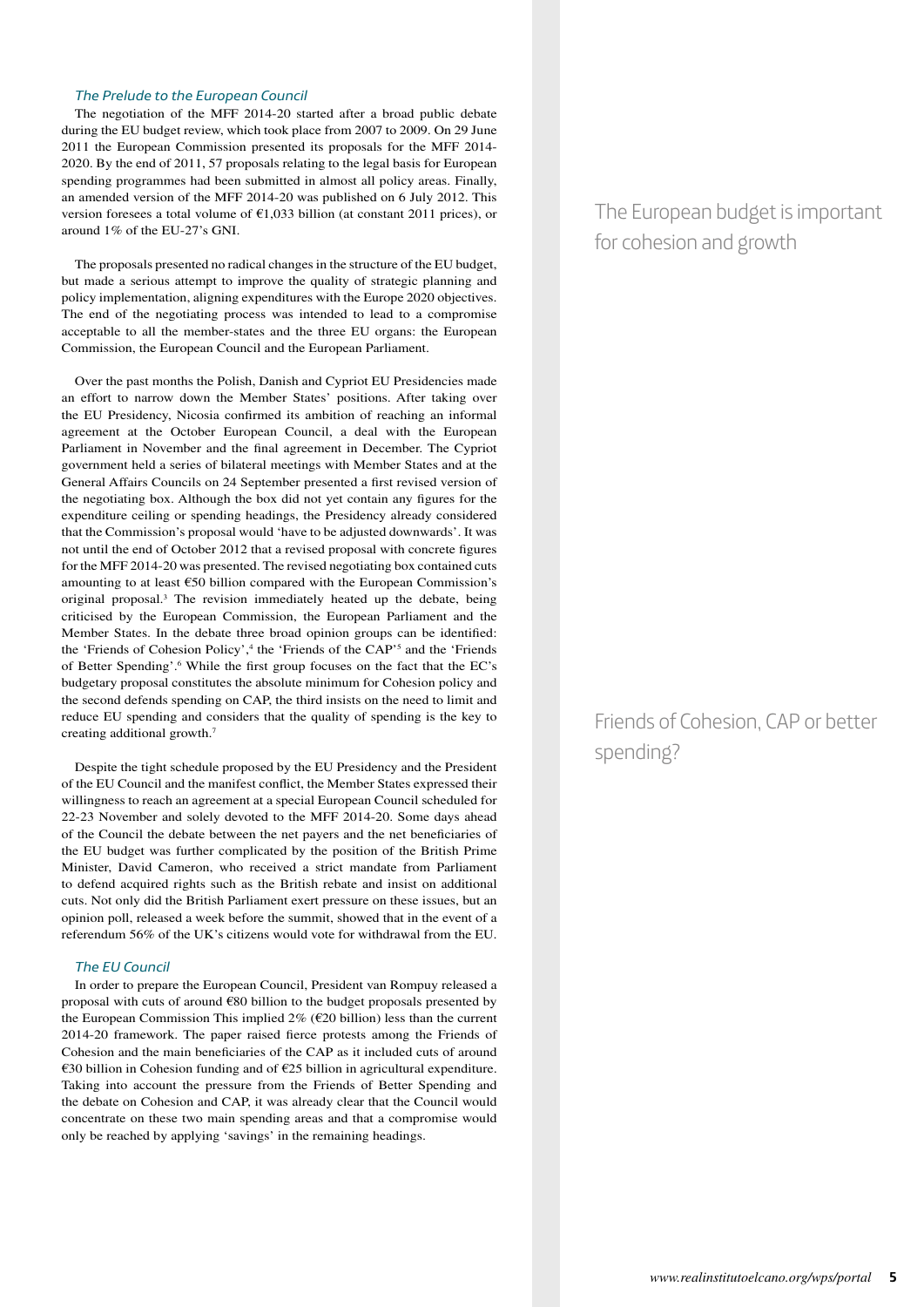### *The Prelude to the European Council*

The negotiation of the MFF 2014-20 started after a broad public debate during the EU budget review, which took place from 2007 to 2009. On 29 June 2011 the European Commission presented its proposals for the MFF 2014-2020. By the end of 2011, 57 proposals relating to the legal basis for European spending programmes had been submitted in almost all policy areas. Finally, an amended version of the MFF 2014-20 was published on 6 July 2012. This version foresees a total volume of €1,033 billion (at constant 2011 prices), or around 1% of the EU-27's GNI.

The European budget is important for cohesion and growth

The proposals presented no radical changes in the structure of the EU budget, but made a serious attempt to improve the quality of strategic planning and policy implementation, aligning expenditures with the Europe 2020 objectives. The end of the negotiating process was intended to lead to a compromise acceptable to all the member-states and the three EU organs: the European Commission, the European Council and the European Parliament.

Over the past months the Polish, Danish and Cypriot EU Presidencies made an effort to narrow down the Member States' positions. After taking over the EU Presidency, Nicosia confirmed its ambition of reaching an informal agreement at the October European Council, a deal with the European Parliament in November and the final agreement in December. The Cypriot government held a series of bilateral meetings with Member States and at the General Affairs Councils on 24 September presented a first revised version of the negotiating box. Although the box did not yet contain any figures for the expenditure ceiling or spending headings, the Presidency already considered that the Commission's proposal would 'have to be adjusted downwards'. It was not until the end of October 2012 that a revised proposal with concrete figures for the MFF 2014-20 was presented. The revised negotiating box contained cuts amounting to at least €50 billion compared with the European Commission's original proposal.[3] The revision immediately heated up the debate, being criticised by the European Commission, the European Parliament and the Member States. In the debate three broad opinion groups can be identified: the 'Friends of Cohesion Policy',[4] the 'Friends of the CAP'[5] and the 'Friends of Better Spending'.[6] While the first group focuses on the fact that the EC's budgetary proposal constitutes the absolute minimum for Cohesion policy and the second defends spending on CAP, the third insists on the need to limit and reduce EU spending and considers that the quality of spending is the key to creating additional growth.[7]

Friends of Cohesion, CAP or better spending?

Despite the tight schedule proposed by the EU Presidency and the President of the EU Council and the manifest conflict, the Member States expressed their willingness to reach an agreement at a special European Council scheduled for 22-23 November and solely devoted to the MFF 2014-20. Some days ahead of the Council the debate between the net payers and the net beneficiaries of the EU budget was further complicated by the position of the British Prime Minister, David Cameron, who received a strict mandate from Parliament to defend acquired rights such as the British rebate and insist on additional cuts. Not only did the British Parliament exert pressure on these issues, but an opinion poll, released a week before the summit, showed that in the event of a referendum 56% of the UK's citizens would vote for withdrawal from the EU.

### *The EU Council*

In order to prepare the European Council, President van Rompuy released a proposal with cuts of around €80 billion to the budget proposals presented by the European Commission This implied 2% (€20 billion) less than the current 2014-20 framework. The paper raised fierce protests among the Friends of Cohesion and the main beneficiaries of the CAP as it included cuts of around €30 billion in Cohesion funding and of €25 billion in agricultural expenditure. Taking into account the pressure from the Friends of Better Spending and the debate on Cohesion and CAP, it was already clear that the Council would concentrate on these two main spending areas and that a compromise would only be reached by applying 'savings' in the remaining headings.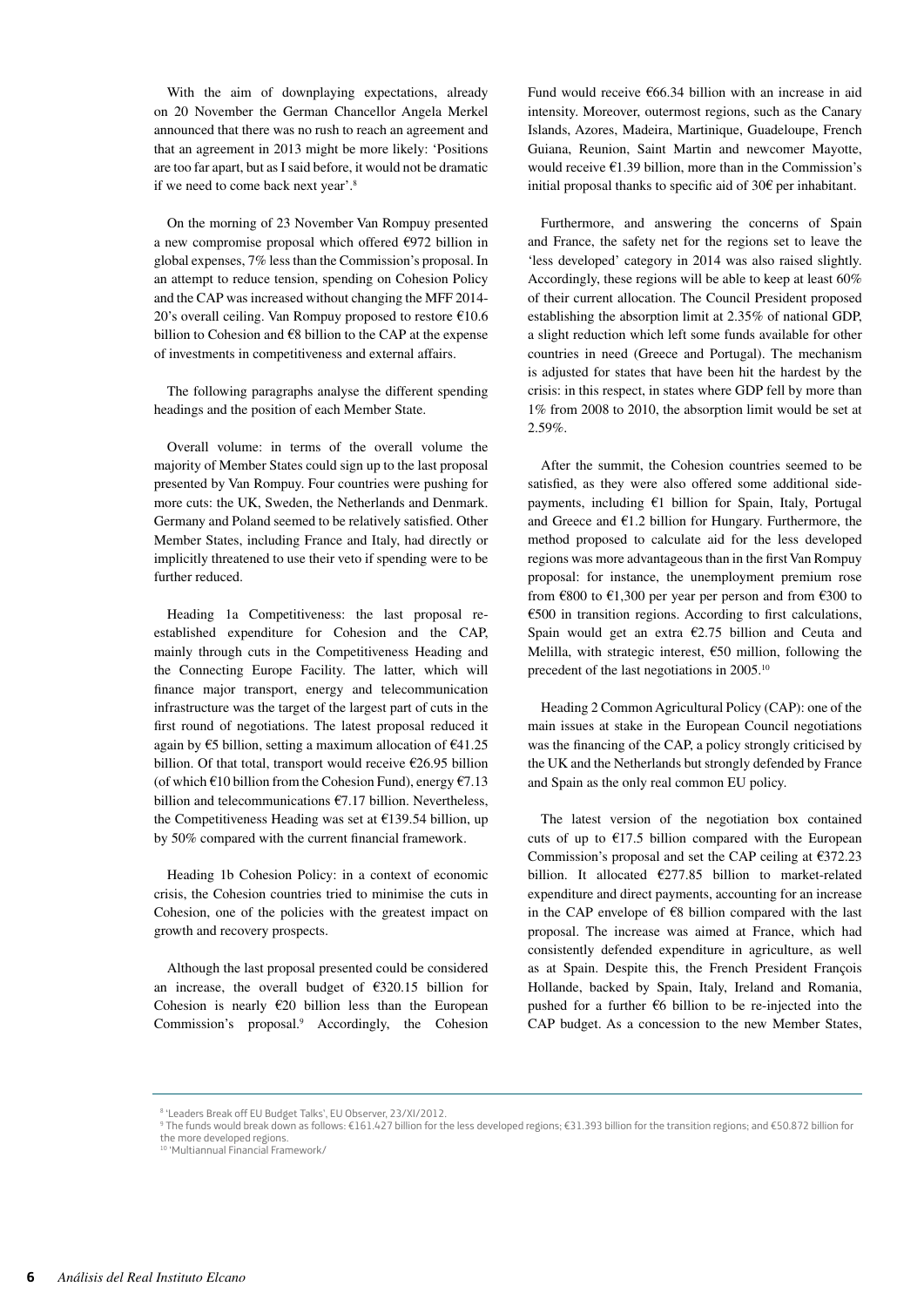With the aim of downplaying expectations, already on 20 November the German Chancellor Angela Merkel announced that there was no rush to reach an agreement and that an agreement in 2013 might be more likely: 'Positions are too far apart, but as I said before, it would not be dramatic if we need to come back next year'.[8]

On the morning of 23 November Van Rompuy presented a new compromise proposal which offered €972 billion in global expenses, 7% less than the Commission's proposal. In an attempt to reduce tension, spending on Cohesion Policy and the CAP was increased without changing the MFF 2014-20's overall ceiling. Van Rompuy proposed to restore €10.6 billion to Cohesion and €8 billion to the CAP at the expense of investments in competitiveness and external affairs.

The following paragraphs analyse the different spending headings and the position of each Member State.

Overall volume: in terms of the overall volume the majority of Member States could sign up to the last proposal presented by Van Rompuy. Four countries were pushing for more cuts: the UK, Sweden, the Netherlands and Denmark. Germany and Poland seemed to be relatively satisfied. Other Member States, including France and Italy, had directly or implicitly threatened to use their veto if spending were to be further reduced.

Heading 1a Competitiveness: the last proposal re-established expenditure for Cohesion and the CAP, mainly through cuts in the Competitiveness Heading and the Connecting Europe Facility. The latter, which will finance major transport, energy and telecommunication infrastructure was the target of the largest part of cuts in the first round of negotiations. The latest proposal reduced it again by €5 billion, setting a maximum allocation of €41.25 billion. Of that total, transport would receive €26.95 billion (of which €10 billion from the Cohesion Fund), energy €7.13 billion and telecommunications €7.17 billion. Nevertheless, the Competitiveness Heading was set at €139.54 billion, up by 50% compared with the current financial framework.

Heading 1b Cohesion Policy: in a context of economic crisis, the Cohesion countries tried to minimise the cuts in Cohesion, one of the policies with the greatest impact on growth and recovery prospects.

Although the last proposal presented could be considered an increase, the overall budget of €320.15 billion for Cohesion is nearly €20 billion less than the European Commission's proposal.[9] Accordingly, the Cohesion Fund would receive €66.34 billion with an increase in aid intensity. Moreover, outermost regions, such as the Canary Islands, Azores, Madeira, Martinique, Guadeloupe, French Guiana, Reunion, Saint Martin and newcomer Mayotte, would receive €1.39 billion, more than in the Commission's initial proposal thanks to specific aid of 30€ per inhabitant.

Furthermore, and answering the concerns of Spain and France, the safety net for the regions set to leave the 'less developed' category in 2014 was also raised slightly. Accordingly, these regions will be able to keep at least 60% of their current allocation. The Council President proposed establishing the absorption limit at 2.35% of national GDP, a slight reduction which left some funds available for other countries in need (Greece and Portugal). The mechanism is adjusted for states that have been hit the hardest by the crisis: in this respect, in states where GDP fell by more than 1% from 2008 to 2010, the absorption limit would be set at 2.59%.

After the summit, the Cohesion countries seemed to be satisfied, as they were also offered some additional side-payments, including €1 billion for Spain, Italy, Portugal and Greece and €1.2 billion for Hungary. Furthermore, the method proposed to calculate aid for the less developed regions was more advantageous than in the first Van Rompuy proposal: for instance, the unemployment premium rose from €800 to €1,300 per year per person and from €300 to €500 in transition regions. According to first calculations, Spain would get an extra €2.75 billion and Ceuta and Melilla, with strategic interest, €50 million, following the precedent of the last negotiations in 2005.[10]

Heading 2 Common Agricultural Policy (CAP): one of the main issues at stake in the European Council negotiations was the financing of the CAP, a policy strongly criticised by the UK and the Netherlands but strongly defended by France and Spain as the only real common EU policy.

The latest version of the negotiation box contained cuts of up to €17.5 billion compared with the European Commission's proposal and set the CAP ceiling at €372.23 billion. It allocated €277.85 billion to market-related expenditure and direct payments, accounting for an increase in the CAP envelope of €8 billion compared with the last proposal. The increase was aimed at France, which had consistently defended expenditure in agriculture, as well as at Spain. Despite this, the French President François Hollande, backed by Spain, Italy, Ireland and Romania, pushed for a further €6 billion to be re-injected into the CAP budget. As a concession to the new Member States,

---

[8] 'Leaders Break off EU Budget Talks', EU Observer, 23/XI/2012.

[9] The funds would break down as follows: €161.427 billion for the less developed regions; €31.393 billion for the transition regions; and €50.872 billion for the more developed regions.

[10] 'Multiannual Financial Framework/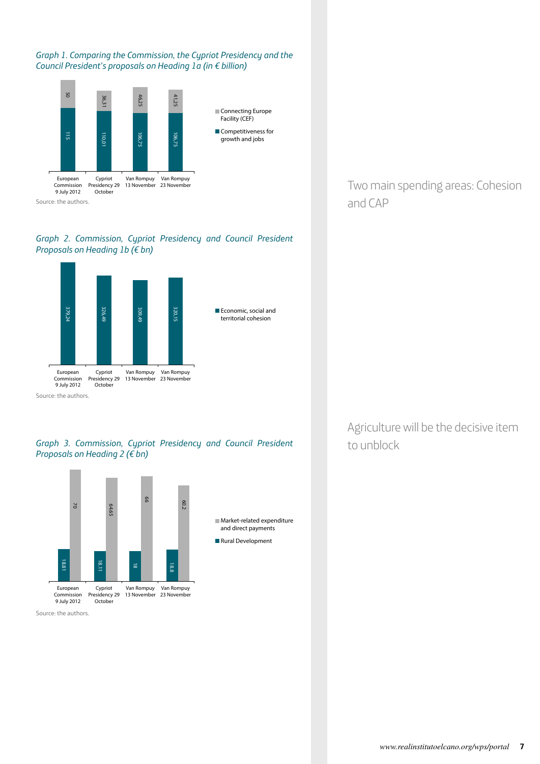*Graph 1. Comparing the Commission, the Cypriot Presidency and the Council President's proposals on Heading 1a (in € billion)*

| | European Commission 9 July 2012 | Cypriot Presidency 29 October | Van Rompuy 13 November | Van Rompuy 23 November |
|---|---|---|---|---|
| Connecting Europe Facility (CEF) | 50 | 36,31 | 46,25 | 41,25 |
| Competitiveness for growth and jobs | 115 | 110,01 | 106,75 | 106,75 |

Source: the authors.

*Graph 2. Commission, Cypriot Presidency and Council President Proposals on Heading 1b (€ bn)*

| | European Commission 9 July 2012 | Cypriot Presidency 29 October | Van Rompuy 13 November | Van Rompuy 23 November |
|---|---|---|---|---|
| Economic, social and territorial cohesion | 379,24 | 326,49 | 309,49 | 320,15 |

Source: the authors.

*Graph 3. Commission, Cypriot Presidency and Council President Proposals on Heading 2 (€ bn)*

| | European Commission 9 July 2012 | Cypriot Presidency 29 October | Van Rompuy 13 November | Van Rompuy 23 November |
|---|---|---|---|---|
| Market-related expenditure and direct payments | 70 | 64.65 | 66 | 60.2 |
| Rural Development | 18.81 | 18.11 | 18 | 18.8 |

Source: the authors.

Two main spending areas: Cohesion and CAP

Agriculture will be the decisive item to unblock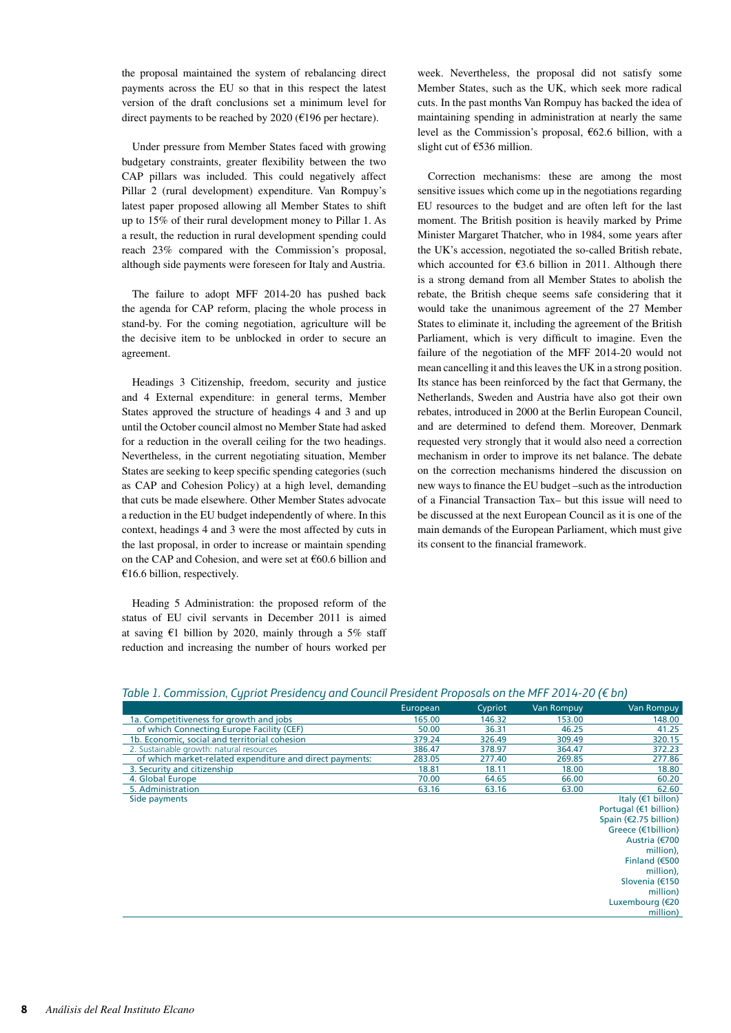the proposal maintained the system of rebalancing direct payments across the EU so that in this respect the latest version of the draft conclusions set a minimum level for direct payments to be reached by 2020 (€196 per hectare).

Under pressure from Member States faced with growing budgetary constraints, greater flexibility between the two CAP pillars was included. This could negatively affect Pillar 2 (rural development) expenditure. Van Rompuy's latest paper proposed allowing all Member States to shift up to 15% of their rural development money to Pillar 1. As a result, the reduction in rural development spending could reach 23% compared with the Commission's proposal, although side payments were foreseen for Italy and Austria.

The failure to adopt MFF 2014-20 has pushed back the agenda for CAP reform, placing the whole process in stand-by. For the coming negotiation, agriculture will be the decisive item to be unblocked in order to secure an agreement.

Headings 3 Citizenship, freedom, security and justice and 4 External expenditure: in general terms, Member States approved the structure of headings 4 and 3 and up until the October council almost no Member State had asked for a reduction in the overall ceiling for the two headings. Nevertheless, in the current negotiating situation, Member States are seeking to keep specific spending categories (such as CAP and Cohesion Policy) at a high level, demanding that cuts be made elsewhere. Other Member States advocate a reduction in the EU budget independently of where. In this context, headings 4 and 3 were the most affected by cuts in the last proposal, in order to increase or maintain spending on the CAP and Cohesion, and were set at €60.6 billion and €16.6 billion, respectively.

Heading 5 Administration: the proposed reform of the status of EU civil servants in December 2011 is aimed at saving €1 billion by 2020, mainly through a 5% staff reduction and increasing the number of hours worked per week. Nevertheless, the proposal did not satisfy some Member States, such as the UK, which seek more radical cuts. In the past months Van Rompuy has backed the idea of maintaining spending in administration at nearly the same level as the Commission's proposal, €62.6 billion, with a slight cut of €536 million.

Correction mechanisms: these are among the most sensitive issues which come up in the negotiations regarding EU resources to the budget and are often left for the last moment. The British position is heavily marked by Prime Minister Margaret Thatcher, who in 1984, some years after the UK's accession, negotiated the so-called British rebate, which accounted for €3.6 billion in 2011. Although there is a strong demand from all Member States to abolish the rebate, the British cheque seems safe considering that it would take the unanimous agreement of the 27 Member States to eliminate it, including the agreement of the British Parliament, which is very difficult to imagine. Even the failure of the negotiation of the MFF 2014-20 would not mean cancelling it and this leaves the UK in a strong position. Its stance has been reinforced by the fact that Germany, the Netherlands, Sweden and Austria have also got their own rebates, introduced in 2000 at the Berlin European Council, and are determined to defend them. Moreover, Denmark requested very strongly that it would also need a correction mechanism in order to improve its net balance. The debate on the correction mechanisms hindered the discussion on new ways to finance the EU budget –such as the introduction of a Financial Transaction Tax– but this issue will need to be discussed at the next European Council as it is one of the main demands of the European Parliament, which must give its consent to the financial framework.

*Table 1. Commission, Cypriot Presidency and Council President Proposals on the MFF 2014-20 (€ bn)*

| | European | Cypriot | Van Rompuy | Van Rompuy |
|---|---|---|---|---|
| 1a. Competitiveness for growth and jobs | 165.00 | 146.32 | 153.00 | 148.00 |
| of which Connecting Europe Facility (CEF) | 50.00 | 36.31 | 46.25 | 41.25 |
| 1b. Economic, social and territorial cohesion | 379.24 | 326.49 | 309.49 | 320.15 |
| 2. Sustainable growth: natural resources | 386.47 | 378.97 | 364.47 | 372.23 |
| of which market-related expenditure and direct payments: | 283.05 | 277.40 | 269.85 | 277.86 |
| 3. Security and citizenship | 18.81 | 18.11 | 18.00 | 18.80 |
| 4. Global Europe | 70.00 | 64.65 | 66.00 | 60.20 |
| 5. Administration | 63.16 | 63.16 | 63.00 | 62.60 |
| Side payments | | | | Italy (€1 billon) Portugal (€1 billion) Spain (€2.75 billion) Greece (€1billion) Austria (€700 million), Finland (€500 million), Slovenia (€150 million) Luxembourg (€20 million) |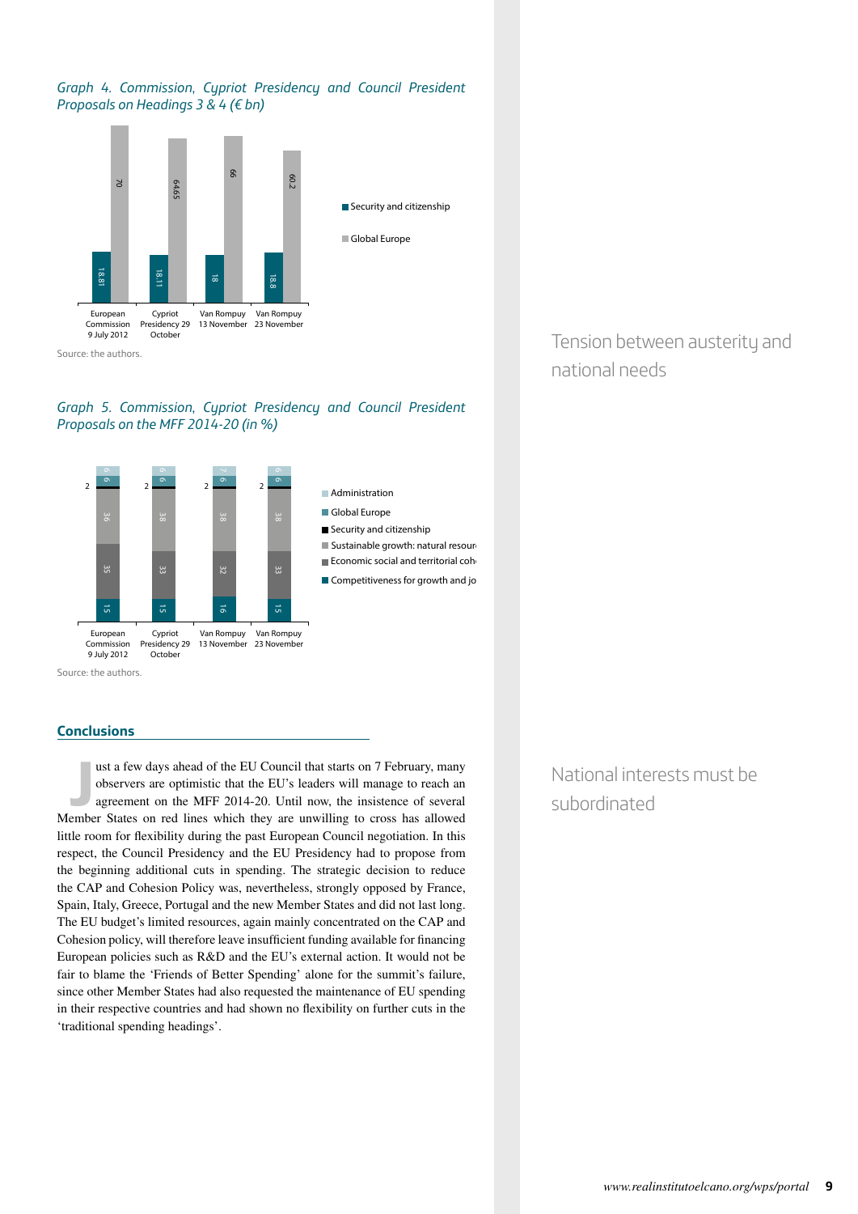*Graph 4. Commission, Cypriot Presidency and Council President Proposals on Headings 3 & 4 (€ bn)*

| | European Commission 9 July 2012 | Cypriot Presidency 29 October | Van Rompuy 13 November | Van Rompuy 23 November |
|---|---|---|---|---|
| Security and citizenship | 18.81 | 18.11 | 18 | 18.8 |
| Global Europe | 70 | 64.65 | 66 | 60.2 |

Source: the authors.

*Graph 5. Commission, Cypriot Presidency and Council President Proposals on the MFF 2014-20 (in %)*

| | European Commission 9 July 2012 | Cypriot Presidency 29 October | Van Rompuy 13 November | Van Rompuy 23 November |
|---|---|---|---|---|
| Administration | 6 | 6 | 7 | 6 |
| Global Europe | 6 | 6 | 6 | 6 |
| Security and citizenship | 2 | 2 | 2 | 2 |
| Sustainable growth: natural resour | 36 | 38 | 38 | 38 |
| Economic social and territorial coh | 35 | 33 | 32 | 33 |
| Competitiveness for growth and jo | 15 | 15 | 16 | 15 |

Source: the authors.

Tension between austerity and national needs

## Conclusions

Just a few days ahead of the EU Council that starts on 7 February, many observers are optimistic that the EU's leaders will manage to reach an agreement on the MFF 2014-20. Until now, the insistence of several Member States on red lines which they are unwilling to cross has allowed little room for flexibility during the past European Council negotiation. In this respect, the Council Presidency and the EU Presidency had to propose from the beginning additional cuts in spending. The strategic decision to reduce the CAP and Cohesion Policy was, nevertheless, strongly opposed by France, Spain, Italy, Greece, Portugal and the new Member States and did not last long. The EU budget's limited resources, again mainly concentrated on the CAP and Cohesion policy, will therefore leave insufficient funding available for financing European policies such as R&D and the EU's external action. It would not be fair to blame the 'Friends of Better Spending' alone for the summit's failure, since other Member States had also requested the maintenance of EU spending in their respective countries and had shown no flexibility on further cuts in the 'traditional spending headings'.

National interests must be subordinated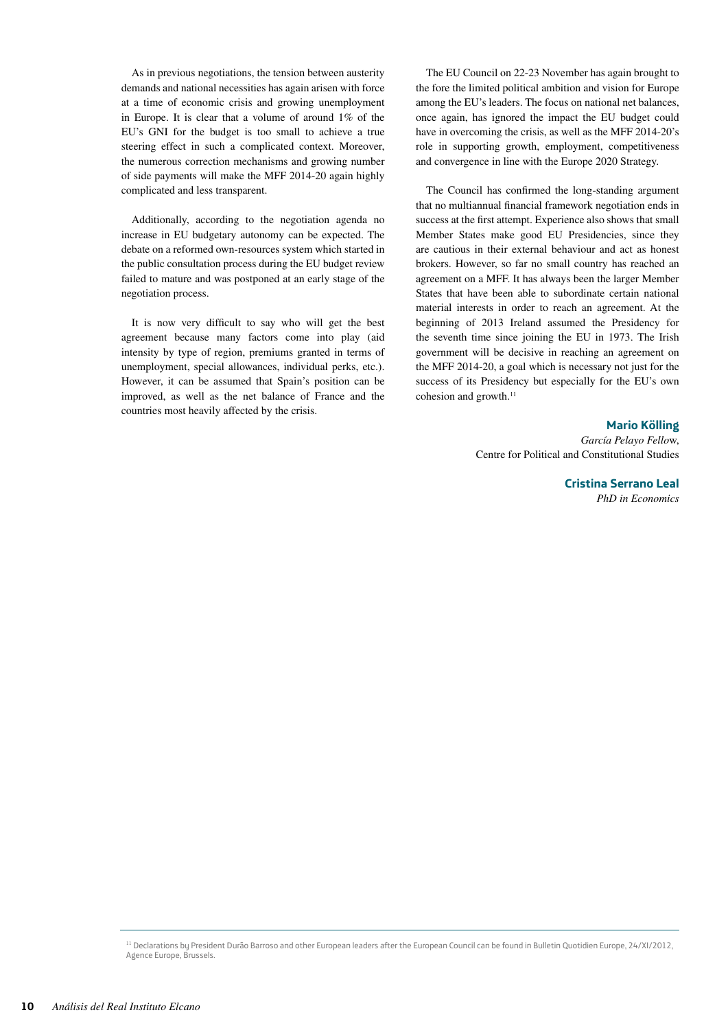As in previous negotiations, the tension between austerity demands and national necessities has again arisen with force at a time of economic crisis and growing unemployment in Europe. It is clear that a volume of around 1% of the EU's GNI for the budget is too small to achieve a true steering effect in such a complicated context. Moreover, the numerous correction mechanisms and growing number of side payments will make the MFF 2014-20 again highly complicated and less transparent.

Additionally, according to the negotiation agenda no increase in EU budgetary autonomy can be expected. The debate on a reformed own-resources system which started in the public consultation process during the EU budget review failed to mature and was postponed at an early stage of the negotiation process.

It is now very difficult to say who will get the best agreement because many factors come into play (aid intensity by type of region, premiums granted in terms of unemployment, special allowances, individual perks, etc.). However, it can be assumed that Spain's position can be improved, as well as the net balance of France and the countries most heavily affected by the crisis.

The EU Council on 22-23 November has again brought to the fore the limited political ambition and vision for Europe among the EU's leaders. The focus on national net balances, once again, has ignored the impact the EU budget could have in overcoming the crisis, as well as the MFF 2014-20's role in supporting growth, employment, competitiveness and convergence in line with the Europe 2020 Strategy.

The Council has confirmed the long-standing argument that no multiannual financial framework negotiation ends in success at the first attempt. Experience also shows that small Member States make good EU Presidencies, since they are cautious in their external behaviour and act as honest brokers. However, so far no small country has reached an agreement on a MFF. It has always been the larger Member States that have been able to subordinate certain national material interests in order to reach an agreement. At the beginning of 2013 Ireland assumed the Presidency for the seventh time since joining the EU in 1973. The Irish government will be decisive in reaching an agreement on the MFF 2014-20, a goal which is necessary not just for the success of its Presidency but especially for the EU's own cohesion and growth.[11]

**Mario Kölling**
*García Pelayo Fellow*,
Centre for Political and Constitutional Studies

**Cristina Serrano Leal**
*PhD in Economics*

[11] Declarations by President Durão Barroso and other European leaders after the European Council can be found in Bulletin Quotidien Europe, 24/XI/2012, Agence Europe, Brussels.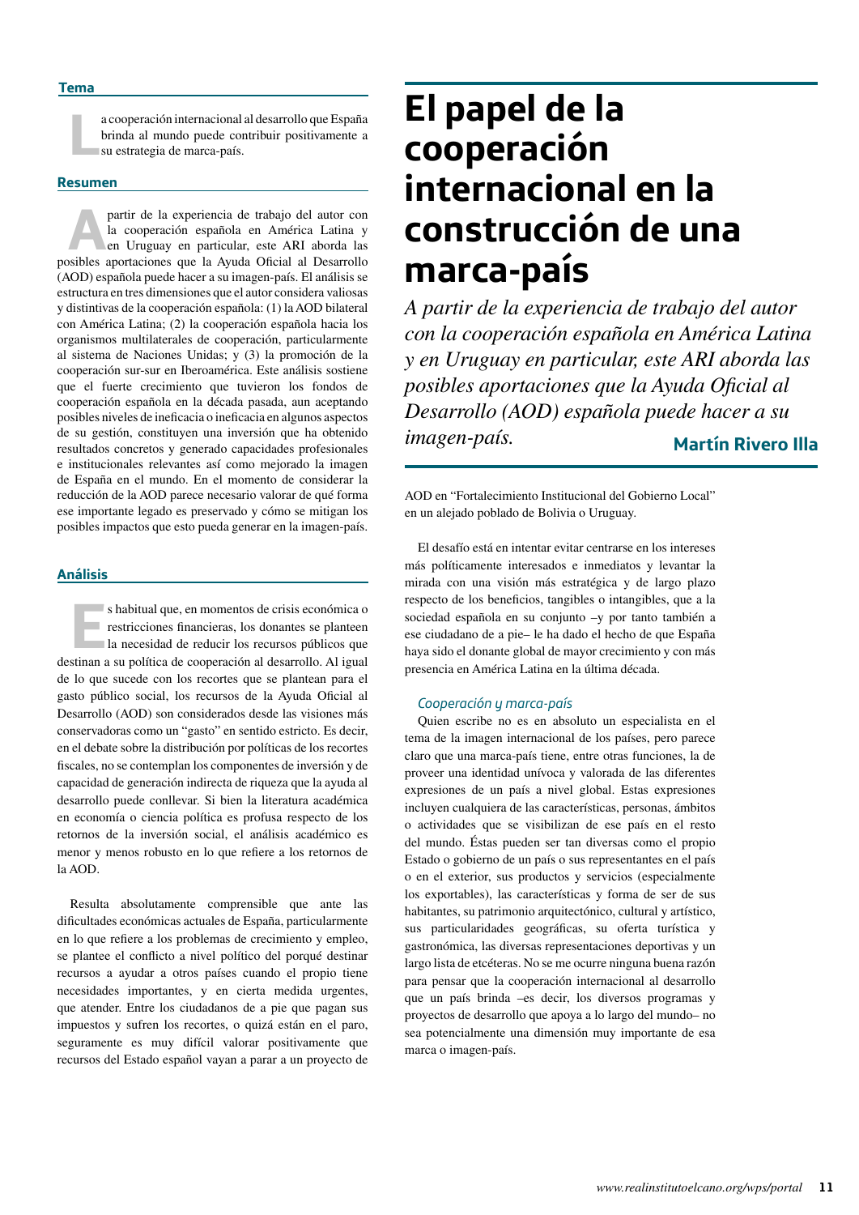# El papel de la cooperación internacional en la construcción de una marca-país

*A partir de la experiencia de trabajo del autor con la cooperación española en América Latina y en Uruguay en particular, este ARI aborda las posibles aportaciones que la Ayuda Oficial al Desarrollo (AOD) española puede hacer a su imagen-país.*

**Martín Rivero Illa**

## Tema

La cooperación internacional al desarrollo que España brinda al mundo puede contribuir positivamente a su estrategia de marca-país.

## Resumen

A partir de la experiencia de trabajo del autor con la cooperación española en América Latina y en Uruguay en particular, este ARI aborda las posibles aportaciones que la Ayuda Oficial al Desarrollo (AOD) española puede hacer a su imagen-país. El análisis se estructura en tres dimensiones que el autor considera valiosas y distintivas de la cooperación española: (1) la AOD bilateral con América Latina; (2) la cooperación española hacia los organismos multilaterales de cooperación, particularmente al sistema de Naciones Unidas; y (3) la promoción de la cooperación sur-sur en Iberoamérica. Este análisis sostiene que el fuerte crecimiento que tuvieron los fondos de cooperación española en la década pasada, aun aceptando posibles niveles de ineficacia o ineficacia en algunos aspectos de su gestión, constituyen una inversión que ha obtenido resultados concretos y generado capacidades profesionales e institucionales relevantes así como mejorado la imagen de España en el mundo. En el momento de considerar la reducción de la AOD parece necesario valorar de qué forma ese importante legado es preservado y cómo se mitigan los posibles impactos que esto pueda generar en la imagen-país.

## Análisis

Es habitual que, en momentos de crisis económica o restricciones financieras, los donantes se planteen la necesidad de reducir los recursos públicos que destinan a su política de cooperación al desarrollo. Al igual de lo que sucede con los recortes que se plantean para el gasto público social, los recursos de la Ayuda Oficial al Desarrollo (AOD) son considerados desde las visiones más conservadoras como un "gasto" en sentido estricto. Es decir, en el debate sobre la distribución por políticas de los recortes fiscales, no se contemplan los componentes de inversión y de capacidad de generación indirecta de riqueza que la ayuda al desarrollo puede conllevar. Si bien la literatura académica en economía o ciencia política es profusa respecto de los retornos de la inversión social, el análisis académico es menor y menos robusto en lo que refiere a los retornos de la AOD.

Resulta absolutamente comprensible que ante las dificultades económicas actuales de España, particularmente en lo que refiere a los problemas de crecimiento y empleo, se plantee el conflicto a nivel político del porqué destinar recursos a ayudar a otros países cuando el propio tiene necesidades importantes, y en cierta medida urgentes, que atender. Entre los ciudadanos de a pie que pagan sus impuestos y sufren los recortes, o quizá están en el paro, seguramente es muy difícil valorar positivamente que recursos del Estado español vayan a parar a un proyecto de AOD en "Fortalecimiento Institucional del Gobierno Local" en un alejado poblado de Bolivia o Uruguay.

El desafío está en intentar evitar centrarse en los intereses más políticamente interesados e inmediatos y levantar la mirada con una visión más estratégica y de largo plazo respecto de los beneficios, tangibles o intangibles, que a la sociedad española en su conjunto –y por tanto también a ese ciudadano de a pie– le ha dado el hecho de que España haya sido el donante global de mayor crecimiento y con más presencia en América Latina en la última década.

### *Cooperación y marca-país*

Quien escribe no es en absoluto un especialista en el tema de la imagen internacional de los países, pero parece claro que una marca-país tiene, entre otras funciones, la de proveer una identidad unívoca y valorada de las diferentes expresiones de un país a nivel global. Estas expresiones incluyen cualquiera de las características, personas, ámbitos o actividades que se visibilizan de ese país en el resto del mundo. Éstas pueden ser tan diversas como el propio Estado o gobierno de un país o sus representantes en el país o en el exterior, sus productos y servicios (especialmente los exportables), las características y forma de ser de sus habitantes, su patrimonio arquitectónico, cultural y artístico, sus particularidades geográficas, su oferta turística y gastronómica, las diversas representaciones deportivas y un largo lista de etcéteras. No se me ocurre ninguna buena razón para pensar que la cooperación internacional al desarrollo que un país brinda –es decir, los diversos programas y proyectos de desarrollo que apoya a lo largo del mundo– no sea potencialmente una dimensión muy importante de esa marca o imagen-país.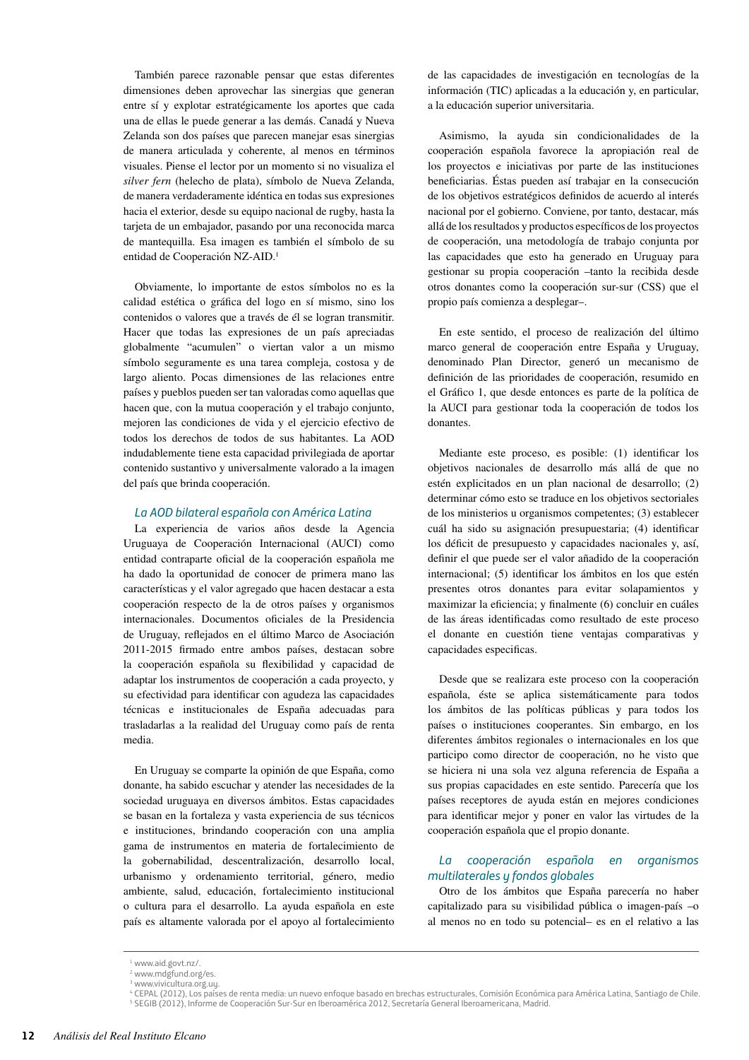También parece razonable pensar que estas diferentes dimensiones deben aprovechar las sinergias que generan entre sí y explotar estratégicamente los aportes que cada una de ellas le puede generar a las demás. Canadá y Nueva Zelanda son dos países que parecen manejar esas sinergias de manera articulada y coherente, al menos en términos visuales. Piense el lector por un momento si no visualiza el *silver fern* (helecho de plata), símbolo de Nueva Zelanda, de manera verdaderamente idéntica en todas sus expresiones hacia el exterior, desde su equipo nacional de rugby, hasta la tarjeta de un embajador, pasando por una reconocida marca de mantequilla. Esa imagen es también el símbolo de su entidad de Cooperación NZ-AID.[1]

Obviamente, lo importante de estos símbolos no es la calidad estética o gráfica del logo en sí mismo, sino los contenidos o valores que a través de él se logran transmitir. Hacer que todas las expresiones de un país apreciadas globalmente "acumulen" o viertan valor a un mismo símbolo seguramente es una tarea compleja, costosa y de largo aliento. Pocas dimensiones de las relaciones entre países y pueblos pueden ser tan valoradas como aquellas que hacen que, con la mutua cooperación y el trabajo conjunto, mejoren las condiciones de vida y el ejercicio efectivo de todos los derechos de todos de sus habitantes. La AOD indudablemente tiene esta capacidad privilegiada de aportar contenido sustantivo y universalmente valorado a la imagen del país que brinda cooperación.

### *La AOD bilateral española con América Latina*

La experiencia de varios años desde la Agencia Uruguaya de Cooperación Internacional (AUCI) como entidad contraparte oficial de la cooperación española me ha dado la oportunidad de conocer de primera mano las características y el valor agregado que hacen destacar a esta cooperación respecto de la de otros países y organismos internacionales. Documentos oficiales de la Presidencia de Uruguay, reflejados en el último Marco de Asociación 2011-2015 firmado entre ambos países, destacan sobre la cooperación española su flexibilidad y capacidad de adaptar los instrumentos de cooperación a cada proyecto, y su efectividad para identificar con agudeza las capacidades técnicas e institucionales de España adecuadas para trasladarlas a la realidad del Uruguay como país de renta media.

En Uruguay se comparte la opinión de que España, como donante, ha sabido escuchar y atender las necesidades de la sociedad uruguaya en diversos ámbitos. Estas capacidades se basan en la fortaleza y vasta experiencia de sus técnicos e instituciones, brindando cooperación con una amplia gama de instrumentos en materia de fortalecimiento de la gobernabilidad, descentralización, desarrollo local, urbanismo y ordenamiento territorial, género, medio ambiente, salud, educación, fortalecimiento institucional o cultura para el desarrollo. La ayuda española en este país es altamente valorada por el apoyo al fortalecimiento de las capacidades de investigación en tecnologías de la información (TIC) aplicadas a la educación y, en particular, a la educación superior universitaria.

Asimismo, la ayuda sin condicionalidades de la cooperación española favorece la apropiación real de los proyectos e iniciativas por parte de las instituciones beneficiarias. Éstas pueden así trabajar en la consecución de los objetivos estratégicos definidos de acuerdo al interés nacional por el gobierno. Conviene, por tanto, destacar, más allá de los resultados y productos específicos de los proyectos de cooperación, una metodología de trabajo conjunta por las capacidades que esto ha generado en Uruguay para gestionar su propia cooperación –tanto la recibida desde otros donantes como la cooperación sur-sur (CSS) que el propio país comienza a desplegar–.

En este sentido, el proceso de realización del último marco general de cooperación entre España y Uruguay, denominado Plan Director, generó un mecanismo de definición de las prioridades de cooperación, resumido en el Gráfico 1, que desde entonces es parte de la política de la AUCI para gestionar toda la cooperación de todos los donantes.

Mediante este proceso, es posible: (1) identificar los objetivos nacionales de desarrollo más allá de que no estén explicitados en un plan nacional de desarrollo; (2) determinar cómo esto se traduce en los objetivos sectoriales de los ministerios u organismos competentes; (3) establecer cuál ha sido su asignación presupuestaria; (4) identificar los déficit de presupuesto y capacidades nacionales y, así, definir el que puede ser el valor añadido de la cooperación internacional; (5) identificar los ámbitos en los que estén presentes otros donantes para evitar solapamientos y maximizar la eficiencia; y finalmente (6) concluir en cuáles de las áreas identificadas como resultado de este proceso el donante en cuestión tiene ventajas comparativas y capacidades específicas.

Desde que se realizara este proceso con la cooperación española, éste se aplica sistemáticamente para todos los ámbitos de las políticas públicas y para todos los países o instituciones cooperantes. Sin embargo, en los diferentes ámbitos regionales o internacionales en los que participo como director de cooperación, no he visto que se hiciera ni una sola vez alguna referencia de España a sus propias capacidades en este sentido. Parecería que los países receptores de ayuda están en mejores condiciones para identificar mejor y poner en valor las virtudes de la cooperación española que el propio donante.

### *La cooperación española en organismos multilaterales y fondos globales*

Otro de los ámbitos que España parecería no haber capitalizado para su visibilidad pública o imagen-país –o al menos no en todo su potencial– es en el relativo a las

---

[1] www.aid.govt.nz/.
[2] www.mdgfund.org/es.
[3] www.vivicultura.org.uy.
[4] CEPAL (2012), Los países de renta media: un nuevo enfoque basado en brechas estructurales, Comisión Económica para América Latina, Santiago de Chile.
[5] SEGIB (2012), Informe de Cooperación Sur-Sur en Iberoamérica 2012, Secretaría General Iberoamericana, Madrid.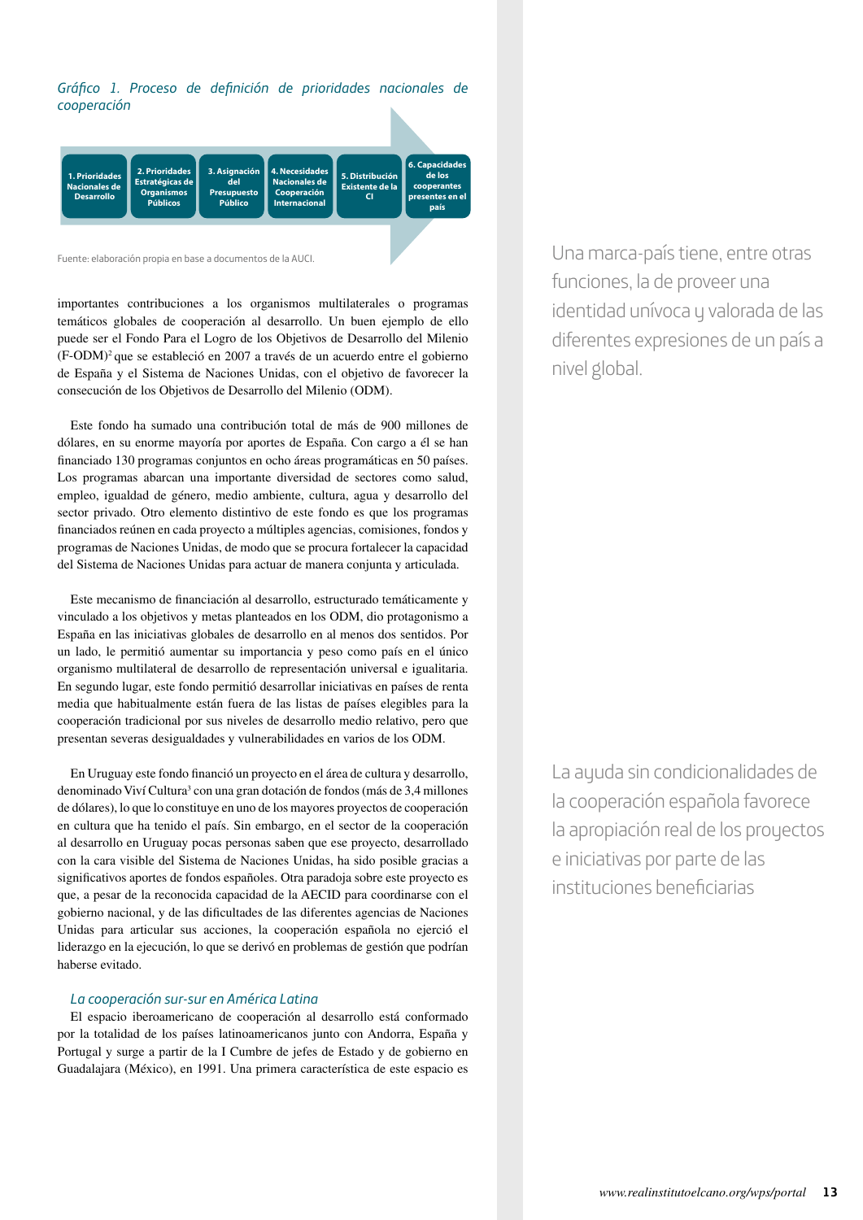*Gráfico 1. Proceso de definición de prioridades nacionales de cooperación*

1. Prioridades Nacionales de Desarrollo
2. Prioridades Estratégicas de Organismos Públicos
3. Asignación del Presupuesto Público
4. Necesidades Nacionales de Cooperación Internacional
5. Distribución Existente de la CI
6. Capacidades de los cooperantes presentes en el país

Fuente: elaboración propia en base a documentos de la AUCI.

importantes contribuciones a los organismos multilaterales o programas temáticos globales de cooperación al desarrollo. Un buen ejemplo de ello puede ser el Fondo Para el Logro de los Objetivos de Desarrollo del Milenio (F-ODM)[2] que se estableció en 2007 a través de un acuerdo entre el gobierno de España y el Sistema de Naciones Unidas, con el objetivo de favorecer la consecución de los Objetivos de Desarrollo del Milenio (ODM).

Este fondo ha sumado una contribución total de más de 900 millones de dólares, en su enorme mayoría por aportes de España. Con cargo a él se han financiado 130 programas conjuntos en ocho áreas programáticas en 50 países. Los programas abarcan una importante diversidad de sectores como salud, empleo, igualdad de género, medio ambiente, cultura, agua y desarrollo del sector privado. Otro elemento distintivo de este fondo es que los programas financiados reúnen en cada proyecto a múltiples agencias, comisiones, fondos y programas de Naciones Unidas, de modo que se procura fortalecer la capacidad del Sistema de Naciones Unidas para actuar de manera conjunta y articulada.

Este mecanismo de financiación al desarrollo, estructurado temáticamente y vinculado a los objetivos y metas planteados en los ODM, dio protagonismo a España en las iniciativas globales de desarrollo en al menos dos sentidos. Por un lado, le permitió aumentar su importancia y peso como país en el único organismo multilateral de desarrollo de representación universal e igualitaria. En segundo lugar, este fondo permitió desarrollar iniciativas en países de renta media que habitualmente están fuera de las listas de países elegibles para la cooperación tradicional por sus niveles de desarrollo medio relativo, pero que presentan severas desigualdades y vulnerabilidades en varios de los ODM.

En Uruguay este fondo financió un proyecto en el área de cultura y desarrollo, denominado Viví Cultura[3] con una gran dotación de fondos (más de 3,4 millones de dólares), lo que lo constituye en uno de los mayores proyectos de cooperación en cultura que ha tenido el país. Sin embargo, en el sector de la cooperación al desarrollo en Uruguay pocas personas saben que ese proyecto, desarrollado con la cara visible del Sistema de Naciones Unidas, ha sido posible gracias a significativos aportes de fondos españoles. Otra paradoja sobre este proyecto es que, a pesar de la reconocida capacidad de la AECID para coordinarse con el gobierno nacional, y de las dificultades de las diferentes agencias de Naciones Unidas para articular sus acciones, la cooperación española no ejerció el liderazgo en la ejecución, lo que se derivó en problemas de gestión que podrían haberse evitado.

*La cooperación sur-sur en América Latina*

El espacio iberoamericano de cooperación al desarrollo está conformado por la totalidad de los países latinoamericanos junto con Andorra, España y Portugal y surge a partir de la I Cumbre de jefes de Estado y de gobierno en Guadalajara (México), en 1991. Una primera característica de este espacio es

> Una marca-país tiene, entre otras funciones, la de proveer una identidad unívoca y valorada de las diferentes expresiones de un país a nivel global.

> La ayuda sin condicionalidades de la cooperación española favorece la apropiación real de los proyectos e iniciativas por parte de las instituciones beneficiarias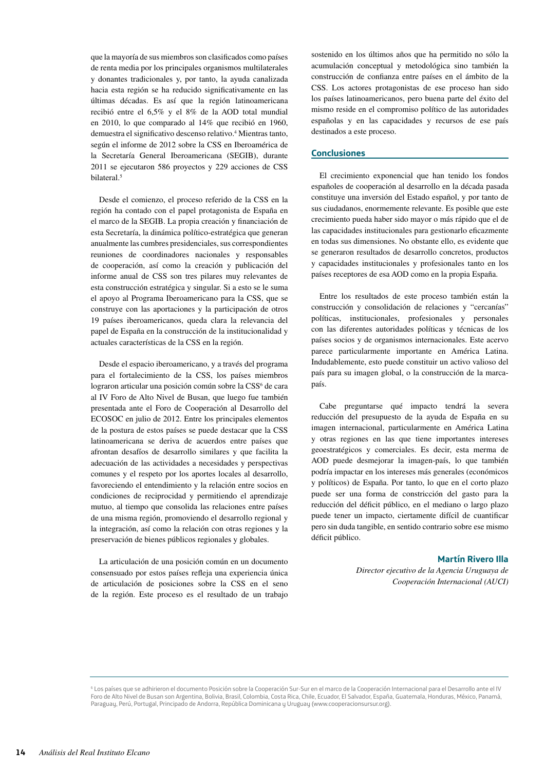que la mayoría de sus miembros son clasificados como países de renta media por los principales organismos multilaterales y donantes tradicionales y, por tanto, la ayuda canalizada hacia esta región se ha reducido significativamente en las últimas décadas. Es así que la región latinoamericana recibió entre el 6,5% y el 8% de la AOD total mundial en 2010, lo que comparado al 14% que recibió en 1960, demuestra el significativo descenso relativo.[4] Mientras tanto, según el informe de 2012 sobre la CSS en Iberoamérica de la Secretaría General Iberoamericana (SEGIB), durante 2011 se ejecutaron 586 proyectos y 229 acciones de CSS bilateral.[5]

Desde el comienzo, el proceso referido de la CSS en la región ha contado con el papel protagonista de España en el marco de la SEGIB. La propia creación y financiación de esta Secretaría, la dinámica político-estratégica que generan anualmente las cumbres presidenciales, sus correspondientes reuniones de coordinadores nacionales y responsables de cooperación, así como la creación y publicación del informe anual de CSS son tres pilares muy relevantes de esta construcción estratégica y singular. Si a esto se le suma el apoyo al Programa Iberoamericano para la CSS, que se construye con las aportaciones y la participación de otros 19 países iberoamericanos, queda clara la relevancia del papel de España en la construcción de la institucionalidad y actuales características de la CSS en la región.

Desde el espacio iberoamericano, y a través del programa para el fortalecimiento de la CSS, los países miembros lograron articular una posición común sobre la CSS[6] de cara al IV Foro de Alto Nivel de Busan, que luego fue también presentada ante el Foro de Cooperación al Desarrollo del ECOSOC en julio de 2012. Entre los principales elementos de la postura de estos países se puede destacar que la CSS latinoamericana se deriva de acuerdos entre países que afrontan desafíos de desarrollo similares y que facilita la adecuación de las actividades a necesidades y perspectivas comunes y el respeto por los aportes locales al desarrollo, favoreciendo el entendimiento y la relación entre socios en condiciones de reciprocidad y permitiendo el aprendizaje mutuo, al tiempo que consolida las relaciones entre países de una misma región, promoviendo el desarrollo regional y la integración, así como la relación con otras regiones y la preservación de bienes públicos regionales y globales.

La articulación de una posición común en un documento consensuado por estos países refleja una experiencia única de articulación de posiciones sobre la CSS en el seno de la región. Este proceso es el resultado de un trabajo sostenido en los últimos años que ha permitido no sólo la acumulación conceptual y metodológica sino también la construcción de confianza entre países en el ámbito de la CSS. Los actores protagonistas de ese proceso han sido los países latinoamericanos, pero buena parte del éxito del mismo reside en el compromiso político de las autoridades españolas y en las capacidades y recursos de ese país destinados a este proceso.

## Conclusiones

El crecimiento exponencial que han tenido los fondos españoles de cooperación al desarrollo en la década pasada constituye una inversión del Estado español, y por tanto de sus ciudadanos, enormemente relevante. Es posible que este crecimiento pueda haber sido mayor o más rápido que el de las capacidades institucionales para gestionarlo eficazmente en todas sus dimensiones. No obstante ello, es evidente que se generaron resultados de desarrollo concretos, productos y capacidades institucionales y profesionales tanto en los países receptores de esa AOD como en la propia España.

Entre los resultados de este proceso también están la construcción y consolidación de relaciones y "cercanías" políticas, institucionales, profesionales y personales con las diferentes autoridades políticas y técnicas de los países socios y de organismos internacionales. Este acervo parece particularmente importante en América Latina. Indudablemente, esto puede constituir un activo valioso del país para su imagen global, o la construcción de la marca-país.

Cabe preguntarse qué impacto tendrá la severa reducción del presupuesto de la ayuda de España en su imagen internacional, particularmente en América Latina y otras regiones en las que tiene importantes intereses geoestratégicos y comerciales. Es decir, esta merma de AOD puede desmejorar la imagen-país, lo que también podría impactar en los intereses más generales (económicos y políticos) de España. Por tanto, lo que en el corto plazo puede ser una forma de constricción del gasto para la reducción del déficit público, en el mediano o largo plazo puede tener un impacto, ciertamente difícil de cuantificar pero sin duda tangible, en sentido contrario sobre ese mismo déficit público.

**Martín Rivero Illa**
*Director ejecutivo de la Agencia Uruguaya de Cooperación Internacional (AUCI)*

[6] Los países que se adhirieron el documento Posición sobre la Cooperación Sur-Sur en el marco de la Cooperación Internacional para el Desarrollo ante el IV Foro de Alto Nivel de Busan son Argentina, Bolivia, Brasil, Colombia, Costa Rica, Chile, Ecuador, El Salvador, España, Guatemala, Honduras, México, Panamá, Paraguay, Perú, Portugal, Principado de Andorra, República Dominicana y Uruguay (www.cooperacionsursur.org).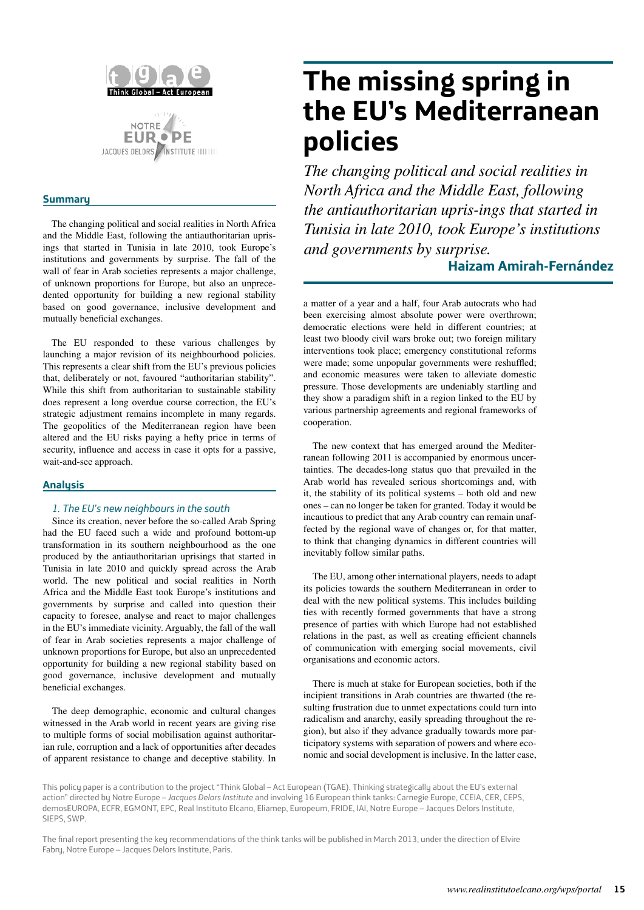# The missing spring in the EU's Mediterranean policies

*The changing political and social realities in North Africa and the Middle East, following the antiauthoritarian upris-ings that started in Tunisia in late 2010, took Europe's institutions and governments by surprise.*

**Haizam Amirah-Fernández**

## Summary

The changing political and social realities in North Africa and the Middle East, following the antiauthoritarian uprisings that started in Tunisia in late 2010, took Europe's institutions and governments by surprise. The fall of the wall of fear in Arab societies represents a major challenge, of unknown proportions for Europe, but also an unprecedented opportunity for building a new regional stability based on good governance, inclusive development and mutually beneficial exchanges.

The EU responded to these various challenges by launching a major revision of its neighbourhood policies. This represents a clear shift from the EU's previous policies that, deliberately or not, favoured "authoritarian stability". While this shift from authoritarian to sustainable stability does represent a long overdue course correction, the EU's strategic adjustment remains incomplete in many regards. The geopolitics of the Mediterranean region have been altered and the EU risks paying a hefty price in terms of security, influence and access in case it opts for a passive, wait-and-see approach.

## Analysis

### *1. The EU's new neighbours in the south*

Since its creation, never before the so-called Arab Spring had the EU faced such a wide and profound bottom-up transformation in its southern neighbourhood as the one produced by the antiauthoritarian uprisings that started in Tunisia in late 2010 and quickly spread across the Arab world. The new political and social realities in North Africa and the Middle East took Europe's institutions and governments by surprise and called into question their capacity to foresee, analyse and react to major challenges in the EU's immediate vicinity. Arguably, the fall of the wall of fear in Arab societies represents a major challenge of unknown proportions for Europe, but also an unprecedented opportunity for building a new regional stability based on good governance, inclusive development and mutually beneficial exchanges.

The deep demographic, economic and cultural changes witnessed in the Arab world in recent years are giving rise to multiple forms of social mobilisation against authoritarian rule, corruption and a lack of opportunities after decades of apparent resistance to change and deceptive stability. In a matter of a year and a half, four Arab autocrats who had been exercising almost absolute power were overthrown; democratic elections were held in different countries; at least two bloody civil wars broke out; two foreign military interventions took place; emergency constitutional reforms were made; some unpopular governments were reshuffled; and economic measures were taken to alleviate domestic pressure. Those developments are undeniably startling and they show a paradigm shift in a region linked to the EU by various partnership agreements and regional frameworks of cooperation.

The new context that has emerged around the Mediterranean following 2011 is accompanied by enormous uncertainties. The decades-long status quo that prevailed in the Arab world has revealed serious shortcomings and, with it, the stability of its political systems – both old and new ones – can no longer be taken for granted. Today it would be incautious to predict that any Arab country can remain unaffected by the regional wave of changes or, for that matter, to think that changing dynamics in different countries will inevitably follow similar paths.

The EU, among other international players, needs to adapt its policies towards the southern Mediterranean in order to deal with the new political systems. This includes building ties with recently formed governments that have a strong presence of parties with which Europe had not established relations in the past, as well as creating efficient channels of communication with emerging social movements, civil organisations and economic actors.

There is much at stake for European societies, both if the incipient transitions in Arab countries are thwarted (the resulting frustration due to unmet expectations could turn into radicalism and anarchy, easily spreading throughout the region), but also if they advance gradually towards more participatory systems with separation of powers and where economic and social development is inclusive. In the latter case,

This policy paper is a contribution to the project "Think Global – Act European (TGAE). Thinking strategically about the EU's external action" directed by Notre Europe – *Jacques Delors Institute* and involving 16 European think tanks: Carnegie Europe, CCEIA, CER, CEPS, demosEUROPA, ECFR, EGMONT, EPC, Real Instituto Elcano, Eliamep, Europeum, FRIDE, IAI, Notre Europe – Jacques Delors Institute, SIEPS, SWP.

The final report presenting the key recommendations of the think tanks will be published in March 2013, under the direction of Elvire Fabry, Notre Europe – Jacques Delors Institute, Paris.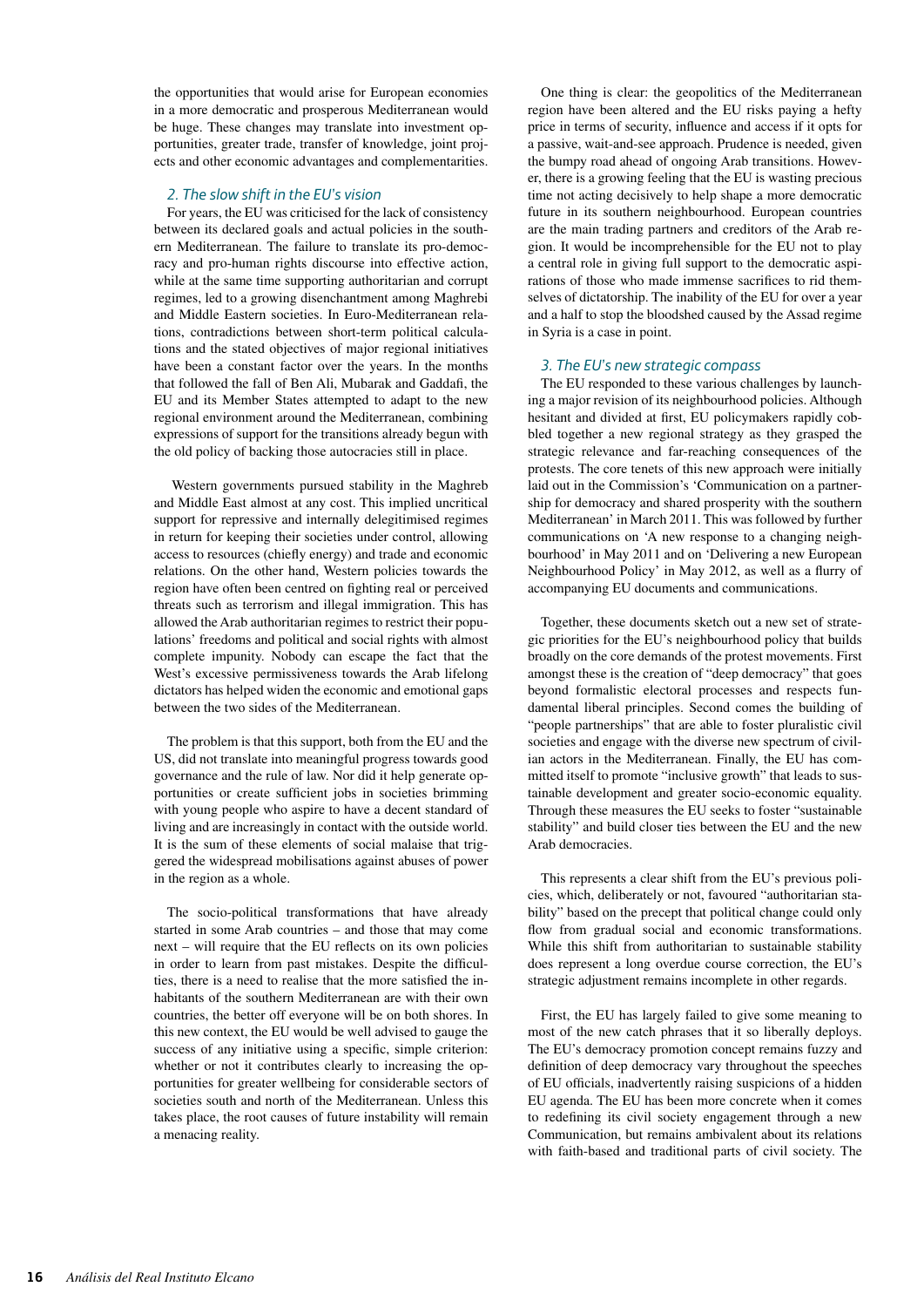the opportunities that would arise for European economies in a more democratic and prosperous Mediterranean would be huge. These changes may translate into investment opportunities, greater trade, transfer of knowledge, joint projects and other economic advantages and complementarities.

### *2. The slow shift in the EU's vision*

For years, the EU was criticised for the lack of consistency between its declared goals and actual policies in the southern Mediterranean. The failure to translate its pro-democracy and pro-human rights discourse into effective action, while at the same time supporting authoritarian and corrupt regimes, led to a growing disenchantment among Maghrebi and Middle Eastern societies. In Euro-Mediterranean relations, contradictions between short-term political calculations and the stated objectives of major regional initiatives have been a constant factor over the years. In the months that followed the fall of Ben Ali, Mubarak and Gaddafi, the EU and its Member States attempted to adapt to the new regional environment around the Mediterranean, combining expressions of support for the transitions already begun with the old policy of backing those autocracies still in place.

Western governments pursued stability in the Maghreb and Middle East almost at any cost. This implied uncritical support for repressive and internally delegitimised regimes in return for keeping their societies under control, allowing access to resources (chiefly energy) and trade and economic relations. On the other hand, Western policies towards the region have often been centred on fighting real or perceived threats such as terrorism and illegal immigration. This has allowed the Arab authoritarian regimes to restrict their populations' freedoms and political and social rights with almost complete impunity. Nobody can escape the fact that the West's excessive permissiveness towards the Arab lifelong dictators has helped widen the economic and emotional gaps between the two sides of the Mediterranean.

The problem is that this support, both from the EU and the US, did not translate into meaningful progress towards good governance and the rule of law. Nor did it help generate opportunities or create sufficient jobs in societies brimming with young people who aspire to have a decent standard of living and are increasingly in contact with the outside world. It is the sum of these elements of social malaise that triggered the widespread mobilisations against abuses of power in the region as a whole.

The socio-political transformations that have already started in some Arab countries – and those that may come next – will require that the EU reflects on its own policies in order to learn from past mistakes. Despite the difficulties, there is a need to realise that the more satisfied the inhabitants of the southern Mediterranean are with their own countries, the better off everyone will be on both shores. In this new context, the EU would be well advised to gauge the success of any initiative using a specific, simple criterion: whether or not it contributes clearly to increasing the opportunities for greater wellbeing for considerable sectors of societies south and north of the Mediterranean. Unless this takes place, the root causes of future instability will remain a menacing reality.

One thing is clear: the geopolitics of the Mediterranean region have been altered and the EU risks paying a hefty price in terms of security, influence and access if it opts for a passive, wait-and-see approach. Prudence is needed, given the bumpy road ahead of ongoing Arab transitions. However, there is a growing feeling that the EU is wasting precious time not acting decisively to help shape a more democratic future in its southern neighbourhood. European countries are the main trading partners and creditors of the Arab region. It would be incomprehensible for the EU not to play a central role in giving full support to the democratic aspirations of those who made immense sacrifices to rid themselves of dictatorship. The inability of the EU for over a year and a half to stop the bloodshed caused by the Assad regime in Syria is a case in point.

### *3. The EU's new strategic compass*

The EU responded to these various challenges by launching a major revision of its neighbourhood policies. Although hesitant and divided at first, EU policymakers rapidly cobbled together a new regional strategy as they grasped the strategic relevance and far-reaching consequences of the protests. The core tenets of this new approach were initially laid out in the Commission's 'Communication on a partnership for democracy and shared prosperity with the southern Mediterranean' in March 2011. This was followed by further communications on 'A new response to a changing neighbourhood' in May 2011 and on 'Delivering a new European Neighbourhood Policy' in May 2012, as well as a flurry of accompanying EU documents and communications.

Together, these documents sketch out a new set of strategic priorities for the EU's neighbourhood policy that builds broadly on the core demands of the protest movements. First amongst these is the creation of "deep democracy" that goes beyond formalistic electoral processes and respects fundamental liberal principles. Second comes the building of "people partnerships" that are able to foster pluralistic civil societies and engage with the diverse new spectrum of civilian actors in the Mediterranean. Finally, the EU has committed itself to promote "inclusive growth" that leads to sustainable development and greater socio-economic equality. Through these measures the EU seeks to foster "sustainable stability" and build closer ties between the EU and the new Arab democracies.

This represents a clear shift from the EU's previous policies, which, deliberately or not, favoured "authoritarian stability" based on the precept that political change could only flow from gradual social and economic transformations. While this shift from authoritarian to sustainable stability does represent a long overdue course correction, the EU's strategic adjustment remains incomplete in other regards.

First, the EU has largely failed to give some meaning to most of the new catch phrases that it so liberally deploys. The EU's democracy promotion concept remains fuzzy and definition of deep democracy vary throughout the speeches of EU officials, inadvertently raising suspicions of a hidden EU agenda. The EU has been more concrete when it comes to redefining its civil society engagement through a new Communication, but remains ambivalent about its relations with faith-based and traditional parts of civil society. The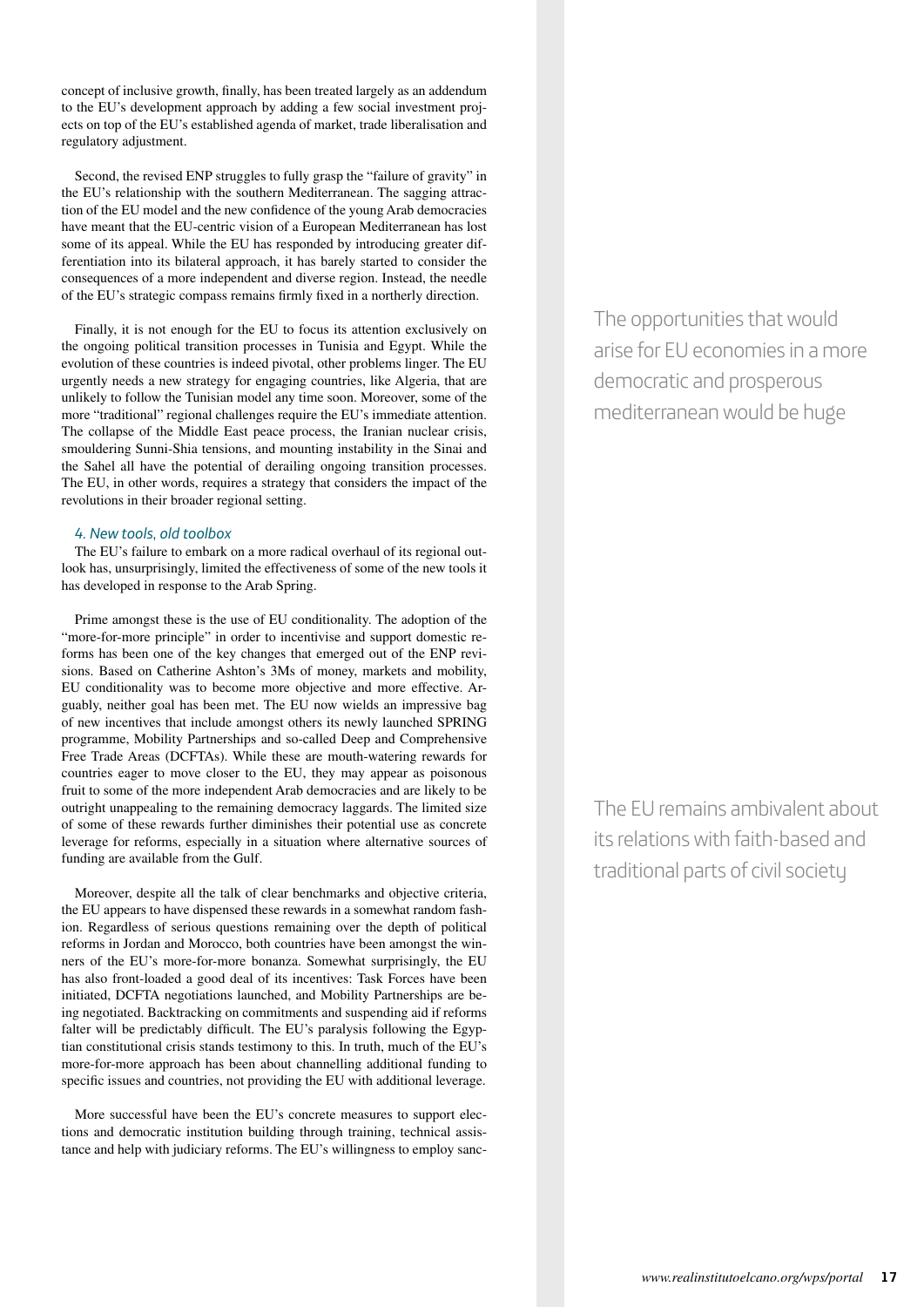concept of inclusive growth, finally, has been treated largely as an addendum to the EU's development approach by adding a few social investment projects on top of the EU's established agenda of market, trade liberalisation and regulatory adjustment.

Second, the revised ENP struggles to fully grasp the "failure of gravity" in the EU's relationship with the southern Mediterranean. The sagging attraction of the EU model and the new confidence of the young Arab democracies have meant that the EU-centric vision of a European Mediterranean has lost some of its appeal. While the EU has responded by introducing greater differentiation into its bilateral approach, it has barely started to consider the consequences of a more independent and diverse region. Instead, the needle of the EU's strategic compass remains firmly fixed in a northerly direction.

> The opportunities that would arise for EU economies in a more democratic and prosperous mediterranean would be huge

Finally, it is not enough for the EU to focus its attention exclusively on the ongoing political transition processes in Tunisia and Egypt. While the evolution of these countries is indeed pivotal, other problems linger. The EU urgently needs a new strategy for engaging countries, like Algeria, that are unlikely to follow the Tunisian model any time soon. Moreover, some of the more "traditional" regional challenges require the EU's immediate attention. The collapse of the Middle East peace process, the Iranian nuclear crisis, smouldering Sunni-Shia tensions, and mounting instability in the Sinai and the Sahel all have the potential of derailing ongoing transition processes. The EU, in other words, requires a strategy that considers the impact of the revolutions in their broader regional setting.

### *4. New tools, old toolbox*

The EU's failure to embark on a more radical overhaul of its regional outlook has, unsurprisingly, limited the effectiveness of some of the new tools it has developed in response to the Arab Spring.

Prime amongst these is the use of EU conditionality. The adoption of the "more-for-more principle" in order to incentivise and support domestic reforms has been one of the key changes that emerged out of the ENP revisions. Based on Catherine Ashton's 3Ms of money, markets and mobility, EU conditionality was to become more objective and more effective. Arguably, neither goal has been met. The EU now wields an impressive bag of new incentives that include amongst others its newly launched SPRING programme, Mobility Partnerships and so-called Deep and Comprehensive Free Trade Areas (DCFTAs). While these are mouth-watering rewards for countries eager to move closer to the EU, they may appear as poisonous fruit to some of the more independent Arab democracies and are likely to be outright unappealing to the remaining democracy laggards. The limited size of some of these rewards further diminishes their potential use as concrete leverage for reforms, especially in a situation where alternative sources of funding are available from the Gulf.

> The EU remains ambivalent about its relations with faith-based and traditional parts of civil society

Moreover, despite all the talk of clear benchmarks and objective criteria, the EU appears to have dispensed these rewards in a somewhat random fashion. Regardless of serious questions remaining over the depth of political reforms in Jordan and Morocco, both countries have been amongst the winners of the EU's more-for-more bonanza. Somewhat surprisingly, the EU has also front-loaded a good deal of its incentives: Task Forces have been initiated, DCFTA negotiations launched, and Mobility Partnerships are being negotiated. Backtracking on commitments and suspending aid if reforms falter will be predictably difficult. The EU's paralysis following the Egyptian constitutional crisis stands testimony to this. In truth, much of the EU's more-for-more approach has been about channelling additional funding to specific issues and countries, not providing the EU with additional leverage.

More successful have been the EU's concrete measures to support elections and democratic institution building through training, technical assistance and help with judiciary reforms. The EU's willingness to employ sanc-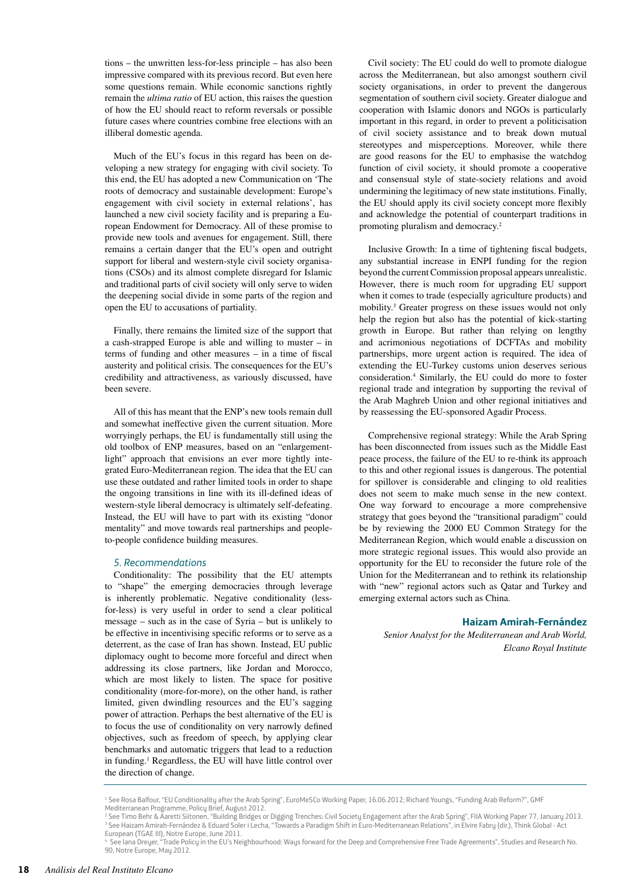tions – the unwritten less-for-less principle – has also been impressive compared with its previous record. But even here some questions remain. While economic sanctions rightly remain the *ultima ratio* of EU action, this raises the question of how the EU should react to reform reversals or possible future cases where countries combine free elections with an illiberal domestic agenda.

Much of the EU's focus in this regard has been on developing a new strategy for engaging with civil society. To this end, the EU has adopted a new Communication on 'The roots of democracy and sustainable development: Europe's engagement with civil society in external relations', has launched a new civil society facility and is preparing a European Endowment for Democracy. All of these promise to provide new tools and avenues for engagement. Still, there remains a certain danger that the EU's open and outright support for liberal and western-style civil society organisations (CSOs) and its almost complete disregard for Islamic and traditional parts of civil society will only serve to widen the deepening social divide in some parts of the region and open the EU to accusations of partiality.

Finally, there remains the limited size of the support that a cash-strapped Europe is able and willing to muster – in terms of funding and other measures – in a time of fiscal austerity and political crisis. The consequences for the EU's credibility and attractiveness, as variously discussed, have been severe.

All of this has meant that the ENP's new tools remain dull and somewhat ineffective given the current situation. More worryingly perhaps, the EU is fundamentally still using the old toolbox of ENP measures, based on an "enlargement-light" approach that envisions an ever more tightly integrated Euro-Mediterranean region. The idea that the EU can use these outdated and rather limited tools in order to shape the ongoing transitions in line with its ill-defined ideas of western-style liberal democracy is ultimately self-defeating. Instead, the EU will have to part with its existing "donor mentality" and move towards real partnerships and people-to-people confidence building measures.

### *5. Recommendations*

Conditionality: The possibility that the EU attempts to "shape" the emerging democracies through leverage is inherently problematic. Negative conditionality (less-for-less) is very useful in order to send a clear political message – such as in the case of Syria – but is unlikely to be effective in incentivising specific reforms or to serve as a deterrent, as the case of Iran has shown. Instead, EU public diplomacy ought to become more forceful and direct when addressing its close partners, like Jordan and Morocco, which are most likely to listen. The space for positive conditionality (more-for-more), on the other hand, is rather limited, given dwindling resources and the EU's sagging power of attraction. Perhaps the best alternative of the EU is to focus the use of conditionality on very narrowly defined objectives, such as freedom of speech, by applying clear benchmarks and automatic triggers that lead to a reduction in funding.[1] Regardless, the EU will have little control over the direction of change.

Civil society: The EU could do well to promote dialogue across the Mediterranean, but also amongst southern civil society organisations, in order to prevent the dangerous segmentation of southern civil society. Greater dialogue and cooperation with Islamic donors and NGOs is particularly important in this regard, in order to prevent a politicisation of civil society assistance and to break down mutual stereotypes and misperceptions. Moreover, while there are good reasons for the EU to emphasise the watchdog function of civil society, it should promote a cooperative and consensual style of state-society relations and avoid undermining the legitimacy of new state institutions. Finally, the EU should apply its civil society concept more flexibly and acknowledge the potential of counterpart traditions in promoting pluralism and democracy.[2]

Inclusive Growth: In a time of tightening fiscal budgets, any substantial increase in ENPI funding for the region beyond the current Commission proposal appears unrealistic. However, there is much room for upgrading EU support when it comes to trade (especially agriculture products) and mobility.[3] Greater progress on these issues would not only help the region but also has the potential of kick-starting growth in Europe. But rather than relying on lengthy and acrimonious negotiations of DCFTAs and mobility partnerships, more urgent action is required. The idea of extending the EU-Turkey customs union deserves serious consideration.[4] Similarly, the EU could do more to foster regional trade and integration by supporting the revival of the Arab Maghreb Union and other regional initiatives and by reassessing the EU-sponsored Agadir Process.

Comprehensive regional strategy: While the Arab Spring has been disconnected from issues such as the Middle East peace process, the failure of the EU to re-think its approach to this and other regional issues is dangerous. The potential for spillover is considerable and clinging to old realities does not seem to make much sense in the new context. One way forward to encourage a more comprehensive strategy that goes beyond the "transitional paradigm" could be by reviewing the 2000 EU Common Strategy for the Mediterranean Region, which would enable a discussion on more strategic regional issues. This would also provide an opportunity for the EU to reconsider the future role of the Union for the Mediterranean and to rethink its relationship with "new" regional actors such as Qatar and Turkey and emerging external actors such as China.

**Haizam Amirah-Fernández**
*Senior Analyst for the Mediterranean and Arab World, Elcano Royal Institute*

---

[1] See Rosa Balfour, "EU Conditionality after the Arab Spring", EuroMeSCo Working Paper, 16.06.2012; Richard Youngs, "Funding Arab Reform?", GMF Mediterranean Programme, Policy Brief, August 2012.

[2] See Timo Behr & Aaretti Siitonen, "Building Bridges or Digging Trenches: Civil Society Engagement after the Arab Spring", FIIA Working Paper 77, January 2013.

[3] See Haizam Amirah-Fernández & Eduard Soler i Lecha, "Towards a Paradigm Shift in Euro-Mediterranean Relations", in Elvire Fabry (dir.), Think Global - Act European (TGAE III), Notre Europe, June 2011.

[4] See Iana Dreyer, "Trade Policy in the EU's Neighbourhood: Ways forward for the Deep and Comprehensive Free Trade Agreements", Studies and Research No. 90, Notre Europe, May 2012.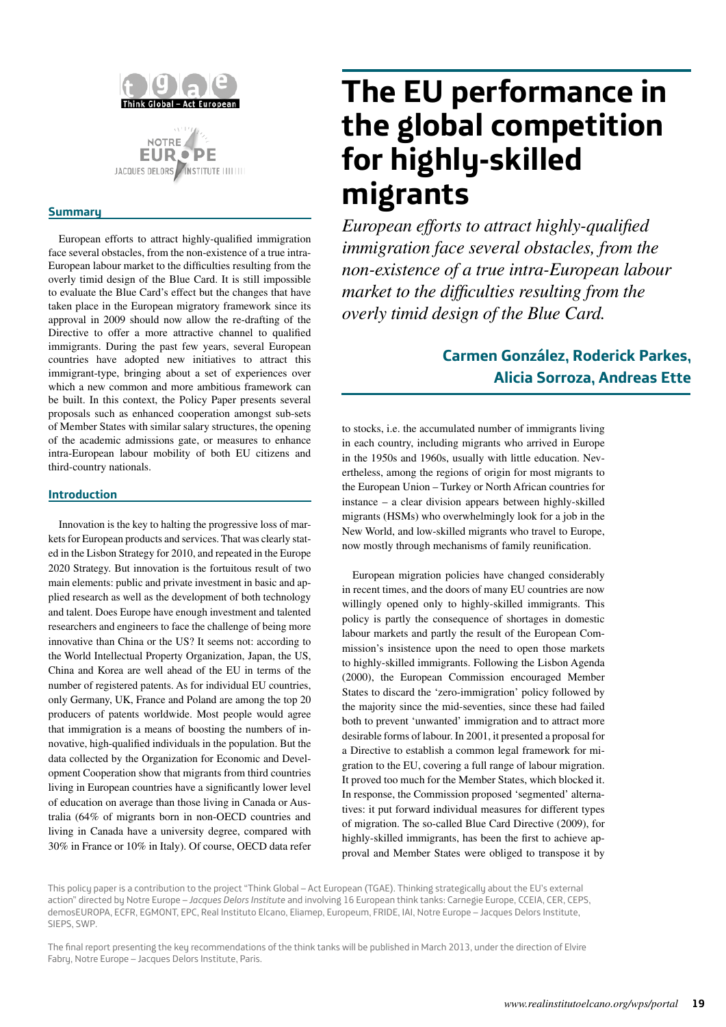# The EU performance in the global competition for highly-skilled migrants

*European efforts to attract highly-qualified immigration face several obstacles, from the non-existence of a true intra-European labour market to the difficulties resulting from the overly timid design of the Blue Card.*

**Carmen González, Roderick Parkes, Alicia Sorroza, Andreas Ette**

## Summary

European efforts to attract highly-qualified immigration face several obstacles, from the non-existence of a true intra-European labour market to the difficulties resulting from the overly timid design of the Blue Card. It is still impossible to evaluate the Blue Card's effect but the changes that have taken place in the European migratory framework since its approval in 2009 should now allow the re-drafting of the Directive to offer a more attractive channel to qualified immigrants. During the past few years, several European countries have adopted new initiatives to attract this immigrant-type, bringing about a set of experiences over which a new common and more ambitious framework can be built. In this context, the Policy Paper presents several proposals such as enhanced cooperation amongst sub-sets of Member States with similar salary structures, the opening of the academic admissions gate, or measures to enhance intra-European labour mobility of both EU citizens and third-country nationals.

## Introduction

Innovation is the key to halting the progressive loss of markets for European products and services. That was clearly stated in the Lisbon Strategy for 2010, and repeated in the Europe 2020 Strategy. But innovation is the fortuitous result of two main elements: public and private investment in basic and applied research as well as the development of both technology and talent. Does Europe have enough investment and talented researchers and engineers to face the challenge of being more innovative than China or the US? It seems not: according to the World Intellectual Property Organization, Japan, the US, China and Korea are well ahead of the EU in terms of the number of registered patents. As for individual EU countries, only Germany, UK, France and Poland are among the top 20 producers of patents worldwide. Most people would agree that immigration is a means of boosting the numbers of innovative, high-qualified individuals in the population. But the data collected by the Organization for Economic and Development Cooperation show that migrants from third countries living in European countries have a significantly lower level of education on average than those living in Canada or Australia (64% of migrants born in non-OECD countries and living in Canada have a university degree, compared with 30% in France or 10% in Italy). Of course, OECD data refer to stocks, i.e. the accumulated number of immigrants living in each country, including migrants who arrived in Europe in the 1950s and 1960s, usually with little education. Nevertheless, among the regions of origin for most migrants to the European Union – Turkey or North African countries for instance – a clear division appears between highly-skilled migrants (HSMs) who overwhelmingly look for a job in the New World, and low-skilled migrants who travel to Europe, now mostly through mechanisms of family reunification.

European migration policies have changed considerably in recent times, and the doors of many EU countries are now willingly opened only to highly-skilled immigrants. This policy is partly the consequence of shortages in domestic labour markets and partly the result of the European Commission's insistence upon the need to open those markets to highly-skilled immigrants. Following the Lisbon Agenda (2000), the European Commission encouraged Member States to discard the 'zero-immigration' policy followed by the majority since the mid-seventies, since these had failed both to prevent 'unwanted' immigration and to attract more desirable forms of labour. In 2001, it presented a proposal for a Directive to establish a common legal framework for migration to the EU, covering a full range of labour migration. It proved too much for the Member States, which blocked it. In response, the Commission proposed 'segmented' alternatives: it put forward individual measures for different types of migration. The so-called Blue Card Directive (2009), for highly-skilled immigrants, has been the first to achieve approval and Member States were obliged to transpose it by

This policy paper is a contribution to the project "Think Global – Act European (TGAE). Thinking strategically about the EU's external action" directed by Notre Europe – *Jacques Delors Institute* and involving 16 European think tanks: Carnegie Europe, CCEIA, CER, CEPS, demosEUROPA, ECFR, EGMONT, EPC, Real Instituto Elcano, Eliamep, Europeum, FRIDE, IAI, Notre Europe – Jacques Delors Institute, SIEPS, SWP.

The final report presenting the key recommendations of the think tanks will be published in March 2013, under the direction of Elvire Fabry, Notre Europe – Jacques Delors Institute, Paris.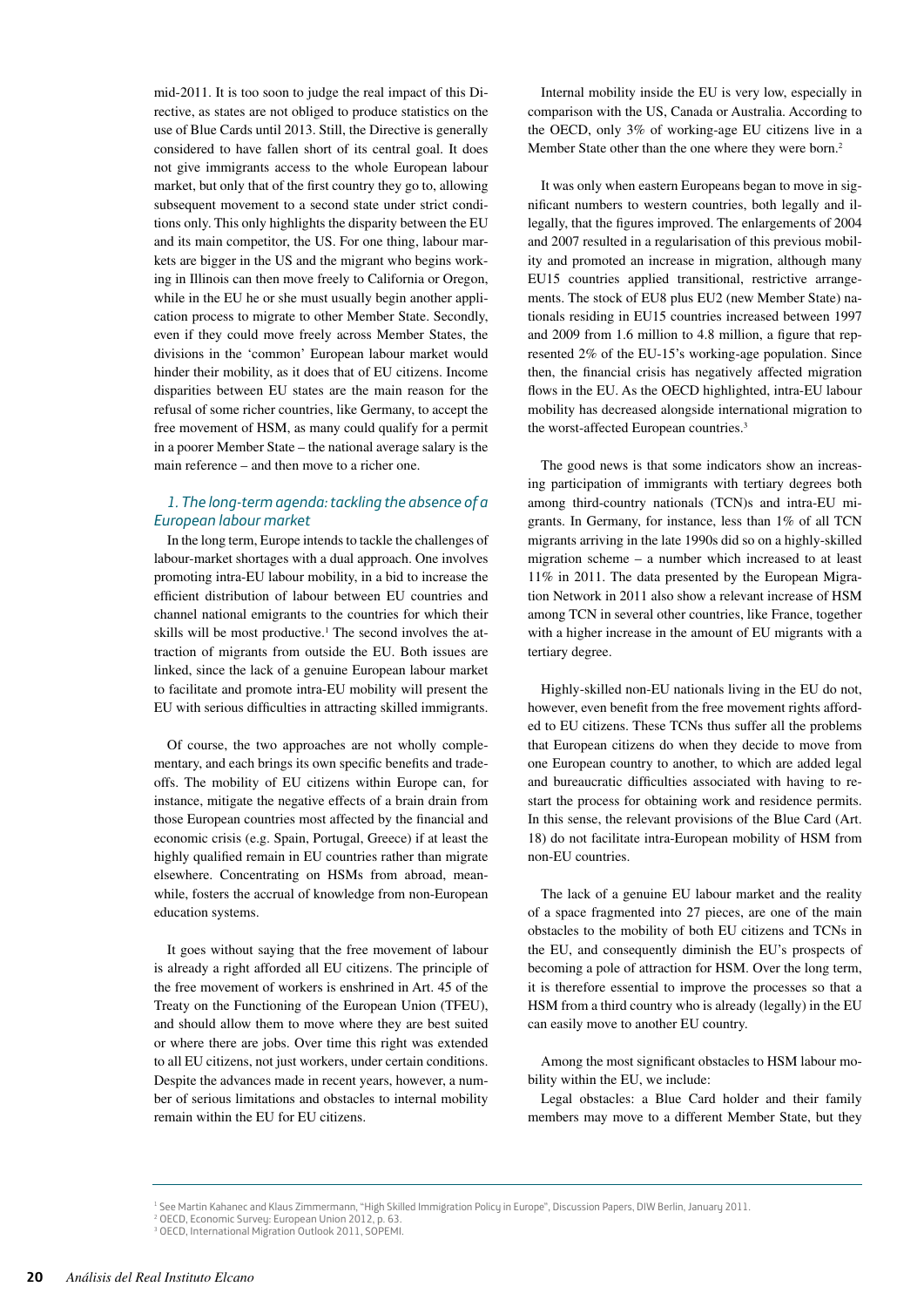mid-2011. It is too soon to judge the real impact of this Directive, as states are not obliged to produce statistics on the use of Blue Cards until 2013. Still, the Directive is generally considered to have fallen short of its central goal. It does not give immigrants access to the whole European labour market, but only that of the first country they go to, allowing subsequent movement to a second state under strict conditions only. This only highlights the disparity between the EU and its main competitor, the US. For one thing, labour markets are bigger in the US and the migrant who begins working in Illinois can then move freely to California or Oregon, while in the EU he or she must usually begin another application process to migrate to other Member State. Secondly, even if they could move freely across Member States, the divisions in the 'common' European labour market would hinder their mobility, as it does that of EU citizens. Income disparities between EU states are the main reason for the refusal of some richer countries, like Germany, to accept the free movement of HSM, as many could qualify for a permit in a poorer Member State – the national average salary is the main reference – and then move to a richer one.

### *1. The long-term agenda: tackling the absence of a European labour market*

In the long term, Europe intends to tackle the challenges of labour-market shortages with a dual approach. One involves promoting intra-EU labour mobility, in a bid to increase the efficient distribution of labour between EU countries and channel national emigrants to the countries for which their skills will be most productive.[1] The second involves the attraction of migrants from outside the EU. Both issues are linked, since the lack of a genuine European labour market to facilitate and promote intra-EU mobility will present the EU with serious difficulties in attracting skilled immigrants.

Of course, the two approaches are not wholly complementary, and each brings its own specific benefits and trade-offs. The mobility of EU citizens within Europe can, for instance, mitigate the negative effects of a brain drain from those European countries most affected by the financial and economic crisis (e.g. Spain, Portugal, Greece) if at least the highly qualified remain in EU countries rather than migrate elsewhere. Concentrating on HSMs from abroad, meanwhile, fosters the accrual of knowledge from non-European education systems.

It goes without saying that the free movement of labour is already a right afforded all EU citizens. The principle of the free movement of workers is enshrined in Art. 45 of the Treaty on the Functioning of the European Union (TFEU), and should allow them to move where they are best suited or where there are jobs. Over time this right was extended to all EU citizens, not just workers, under certain conditions. Despite the advances made in recent years, however, a number of serious limitations and obstacles to internal mobility remain within the EU for EU citizens.

Internal mobility inside the EU is very low, especially in comparison with the US, Canada or Australia. According to the OECD, only 3% of working-age EU citizens live in a Member State other than the one where they were born.[2]

It was only when eastern Europeans began to move in significant numbers to western countries, both legally and illegally, that the figures improved. The enlargements of 2004 and 2007 resulted in a regularisation of this previous mobility and promoted an increase in migration, although many EU15 countries applied transitional, restrictive arrangements. The stock of EU8 plus EU2 (new Member State) nationals residing in EU15 countries increased between 1997 and 2009 from 1.6 million to 4.8 million, a figure that represented 2% of the EU-15's working-age population. Since then, the financial crisis has negatively affected migration flows in the EU. As the OECD highlighted, intra-EU labour mobility has decreased alongside international migration to the worst-affected European countries.[3]

The good news is that some indicators show an increasing participation of immigrants with tertiary degrees both among third-country nationals (TCN)s and intra-EU migrants. In Germany, for instance, less than 1% of all TCN migrants arriving in the late 1990s did so on a highly-skilled migration scheme – a number which increased to at least 11% in 2011. The data presented by the European Migration Network in 2011 also show a relevant increase of HSM among TCN in several other countries, like France, together with a higher increase in the amount of EU migrants with a tertiary degree.

Highly-skilled non-EU nationals living in the EU do not, however, even benefit from the free movement rights afforded to EU citizens. These TCNs thus suffer all the problems that European citizens do when they decide to move from one European country to another, to which are added legal and bureaucratic difficulties associated with having to restart the process for obtaining work and residence permits. In this sense, the relevant provisions of the Blue Card (Art. 18) do not facilitate intra-European mobility of HSM from non-EU countries.

The lack of a genuine EU labour market and the reality of a space fragmented into 27 pieces, are one of the main obstacles to the mobility of both EU citizens and TCNs in the EU, and consequently diminish the EU's prospects of becoming a pole of attraction for HSM. Over the long term, it is therefore essential to improve the processes so that a HSM from a third country who is already (legally) in the EU can easily move to another EU country.

Among the most significant obstacles to HSM labour mobility within the EU, we include:

Legal obstacles: a Blue Card holder and their family members may move to a different Member State, but they

---

[1] See Martin Kahanec and Klaus Zimmermann, "High Skilled Immigration Policy in Europe", Discussion Papers, DIW Berlin, January 2011.

[2] OECD, Economic Survey: European Union 2012, p. 63.

[3] OECD, International Migration Outlook 2011, SOPEMI.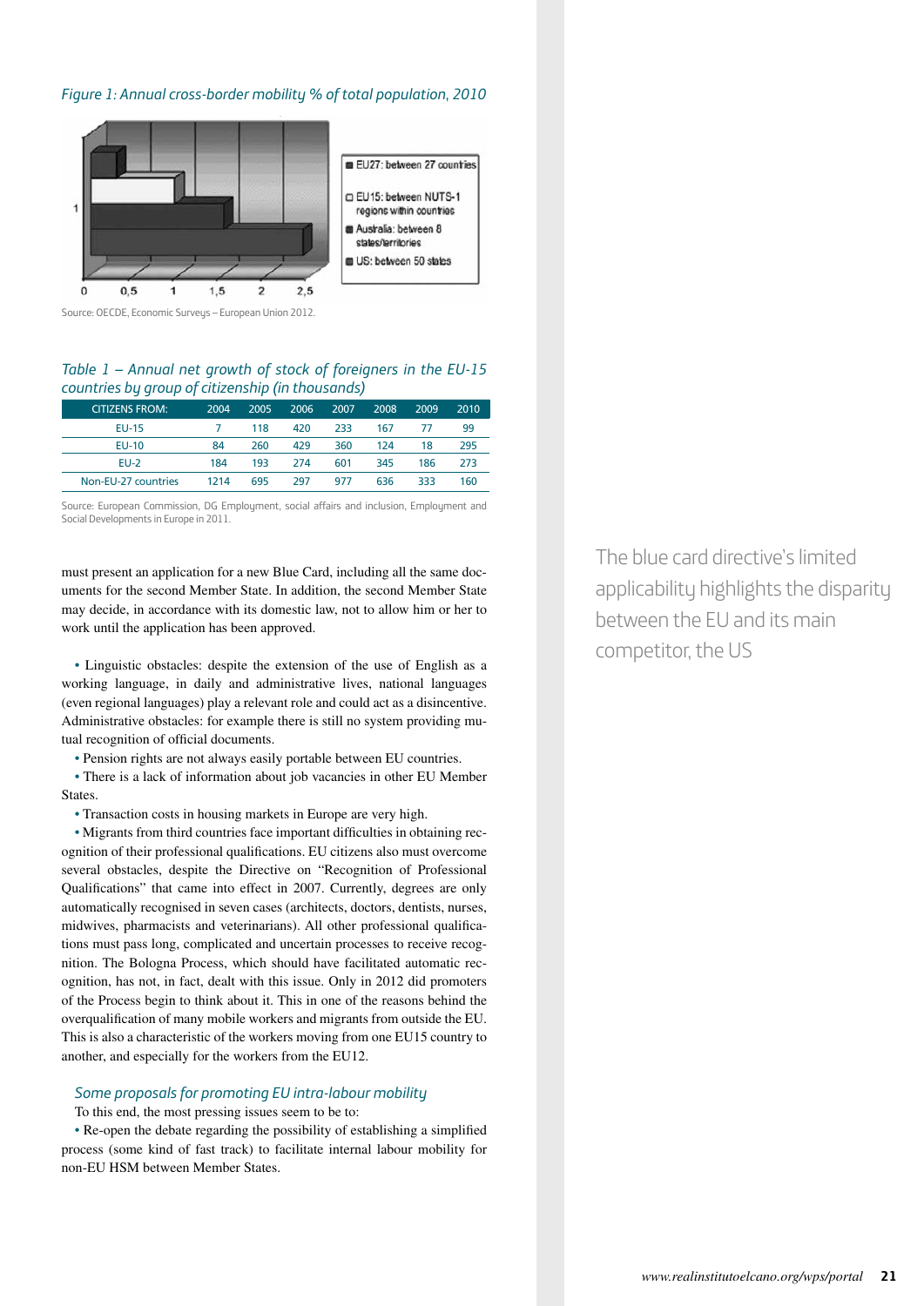*Figure 1: Annual cross-border mobility % of total population, 2010*

Source: OECDE, Economic Surveys – European Union 2012.

*Table 1 – Annual net growth of stock of foreigners in the EU-15 countries by group of citizenship (in thousands)*

| CITIZENS FROM: | 2004 | 2005 | 2006 | 2007 | 2008 | 2009 | 2010 |
|---|---|---|---|---|---|---|---|
| EU-15 | 7 | 118 | 420 | 233 | 167 | 77 | 99 |
| EU-10 | 84 | 260 | 429 | 360 | 124 | 18 | 295 |
| EU-2 | 184 | 193 | 274 | 601 | 345 | 186 | 273 |
| Non-EU-27 countries | 1214 | 695 | 297 | 977 | 636 | 333 | 160 |

Source: European Commission, DG Employment, social affairs and inclusion, Employment and Social Developments in Europe in 2011.

must present an application for a new Blue Card, including all the same documents for the second Member State. In addition, the second Member State may decide, in accordance with its domestic law, not to allow him or her to work until the application has been approved.

> The blue card directive's limited applicability highlights the disparity between the EU and its main competitor, the US

- Linguistic obstacles: despite the extension of the use of English as a working language, in daily and administrative lives, national languages (even regional languages) play a relevant role and could act as a disincentive. Administrative obstacles: for example there is still no system providing mutual recognition of official documents.
- Pension rights are not always easily portable between EU countries.
- There is a lack of information about job vacancies in other EU Member States.
- Transaction costs in housing markets in Europe are very high.
- Migrants from third countries face important difficulties in obtaining recognition of their professional qualifications. EU citizens also must overcome several obstacles, despite the Directive on "Recognition of Professional Qualifications" that came into effect in 2007. Currently, degrees are only automatically recognised in seven cases (architects, doctors, dentists, nurses, midwives, pharmacists and veterinarians). All other professional qualifications must pass long, complicated and uncertain processes to receive recognition. The Bologna Process, which should have facilitated automatic recognition, has not, in fact, dealt with this issue. Only in 2012 did promoters of the Process begin to think about it. This in one of the reasons behind the overqualification of many mobile workers and migrants from outside the EU. This is also a characteristic of the workers moving from one EU15 country to another, and especially for the workers from the EU12.

*Some proposals for promoting EU intra-labour mobility*

To this end, the most pressing issues seem to be to:

- Re-open the debate regarding the possibility of establishing a simplified process (some kind of fast track) to facilitate internal labour mobility for non-EU HSM between Member States.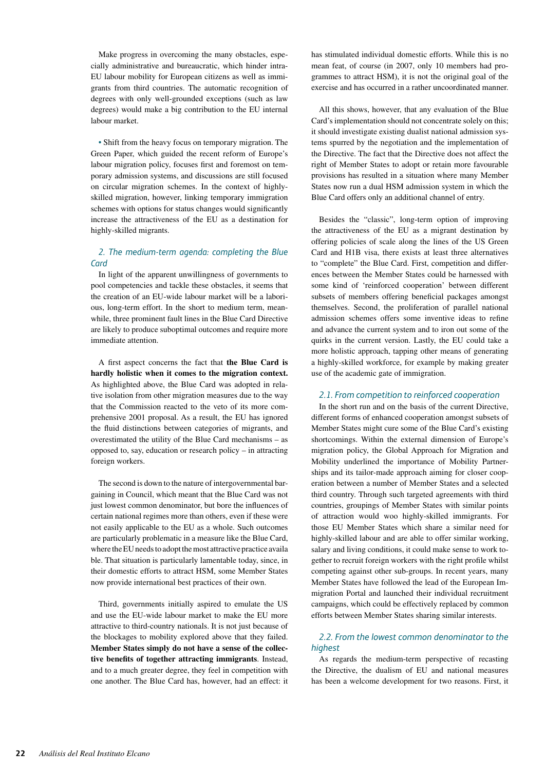Make progress in overcoming the many obstacles, especially administrative and bureaucratic, which hinder intra-EU labour mobility for European citizens as well as immigrants from third countries. The automatic recognition of degrees with only well-grounded exceptions (such as law degrees) would make a big contribution to the EU internal labour market.

• Shift from the heavy focus on temporary migration. The Green Paper, which guided the recent reform of Europe's labour migration policy, focuses first and foremost on temporary admission systems, and discussions are still focused on circular migration schemes. In the context of highly-skilled migration, however, linking temporary immigration schemes with options for status changes would significantly increase the attractiveness of the EU as a destination for highly-skilled migrants.

### *2. The medium-term agenda: completing the Blue Card*

In light of the apparent unwillingness of governments to pool competencies and tackle these obstacles, it seems that the creation of an EU-wide labour market will be a laborious, long-term effort. In the short to medium term, meanwhile, three prominent fault lines in the Blue Card Directive are likely to produce suboptimal outcomes and require more immediate attention.

A first aspect concerns the fact that **the Blue Card is hardly holistic when it comes to the migration context.** As highlighted above, the Blue Card was adopted in relative isolation from other migration measures due to the way that the Commission reacted to the veto of its more comprehensive 2001 proposal. As a result, the EU has ignored the fluid distinctions between categories of migrants, and overestimated the utility of the Blue Card mechanisms – as opposed to, say, education or research policy – in attracting foreign workers.

The second is down to the nature of intergovernmental bargaining in Council, which meant that the Blue Card was not just lowest common denominator, but bore the influences of certain national regimes more than others, even if these were not easily applicable to the EU as a whole. Such outcomes are particularly problematic in a measure like the Blue Card, where the EU needs to adopt the most attractive practice available. That situation is particularly lamentable today, since, in their domestic efforts to attract HSM, some Member States now provide international best practices of their own.

Third, governments initially aspired to emulate the US and use the EU-wide labour market to make the EU more attractive to third-country nationals. It is not just because of the blockages to mobility explored above that they failed. **Member States simply do not have a sense of the collective benefits of together attracting immigrants**. Instead, and to a much greater degree, they feel in competition with one another. The Blue Card has, however, had an effect: it has stimulated individual domestic efforts. While this is no mean feat, of course (in 2007, only 10 members had programmes to attract HSM), it is not the original goal of the exercise and has occurred in a rather uncoordinated manner.

All this shows, however, that any evaluation of the Blue Card's implementation should not concentrate solely on this; it should investigate existing dualist national admission systems spurred by the negotiation and the implementation of the Directive. The fact that the Directive does not affect the right of Member States to adopt or retain more favourable provisions has resulted in a situation where many Member States now run a dual HSM admission system in which the Blue Card offers only an additional channel of entry.

Besides the "classic", long-term option of improving the attractiveness of the EU as a migrant destination by offering policies of scale along the lines of the US Green Card and H1B visa, there exists at least three alternatives to "complete" the Blue Card. First, competition and differences between the Member States could be harnessed with some kind of 'reinforced cooperation' between different subsets of members offering beneficial packages amongst themselves. Second, the proliferation of parallel national admission schemes offers some inventive ideas to refine and advance the current system and to iron out some of the quirks in the current version. Lastly, the EU could take a more holistic approach, tapping other means of generating a highly-skilled workforce, for example by making greater use of the academic gate of immigration.

#### *2.1. From competition to reinforced cooperation*

In the short run and on the basis of the current Directive, different forms of enhanced cooperation amongst subsets of Member States might cure some of the Blue Card's existing shortcomings. Within the external dimension of Europe's migration policy, the Global Approach for Migration and Mobility underlined the importance of Mobility Partnerships and its tailor-made approach aiming for closer cooperation between a number of Member States and a selected third country. Through such targeted agreements with third countries, groupings of Member States with similar points of attraction would woo highly-skilled immigrants. For those EU Member States which share a similar need for highly-skilled labour and are able to offer similar working, salary and living conditions, it could make sense to work together to recruit foreign workers with the right profile whilst competing against other sub-groups. In recent years, many Member States have followed the lead of the European Immigration Portal and launched their individual recruitment campaigns, which could be effectively replaced by common efforts between Member States sharing similar interests.

#### *2.2. From the lowest common denominator to the highest*

As regards the medium-term perspective of recasting the Directive, the dualism of EU and national measures has been a welcome development for two reasons. First, it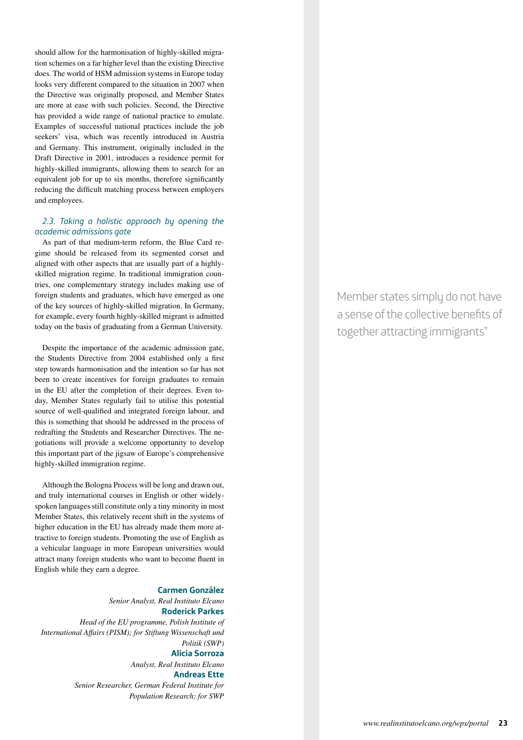should allow for the harmonisation of highly-skilled migration schemes on a far higher level than the existing Directive does. The world of HSM admission systems in Europe today looks very different compared to the situation in 2007 when the Directive was originally proposed, and Member States are more at ease with such policies. Second, the Directive has provided a wide range of national practice to emulate. Examples of successful national practices include the job seekers' visa, which was recently introduced in Austria and Germany. This instrument, originally included in the Draft Directive in 2001, introduces a residence permit for highly-skilled immigrants, allowing them to search for an equivalent job for up to six months, therefore significantly reducing the difficult matching process between employers and employees.

### *2.3. Taking a holistic approach by opening the academic admissions gate*

As part of that medium-term reform, the Blue Card regime should be released from its segmented corset and aligned with other aspects that are usually part of a highly-skilled migration regime. In traditional immigration countries, one complementary strategy includes making use of foreign students and graduates, which have emerged as one of the key sources of highly-skilled migration. In Germany, for example, every fourth highly-skilled migrant is admitted today on the basis of graduating from a German University.

> Member states simply do not have a sense of the collective benefits of together attracting immigrants"

Despite the importance of the academic admission gate, the Students Directive from 2004 established only a first step towards harmonisation and the intention so far has not been to create incentives for foreign graduates to remain in the EU after the completion of their degrees. Even today, Member States regularly fail to utilise this potential source of well-qualified and integrated foreign labour, and this is something that should be addressed in the process of redrafting the Students and Researcher Directives. The negotiations will provide a welcome opportunity to develop this important part of the jigsaw of Europe's comprehensive highly-skilled immigration regime.

Although the Bologna Process will be long and drawn out, and truly international courses in English or other widely-spoken languages still constitute only a tiny minority in most Member States, this relatively recent shift in the systems of higher education in the EU has already made them more attractive to foreign students. Promoting the use of English as a vehicular language in more European universities would attract many foreign students who want to become fluent in English while they earn a degree.

**Carmen González**
*Senior Analyst, Real Instituto Elcano*

**Roderick Parkes**
*Head of the EU programme, Polish Institute of International Affairs (PISM); for Stiftung Wissenschaft und Politik (SWP)*

**Alicia Sorroza**
*Analyst, Real Instituto Elcano*

**Andreas Ette**
*Senior Researcher, German Federal Institute for Population Research; for SWP*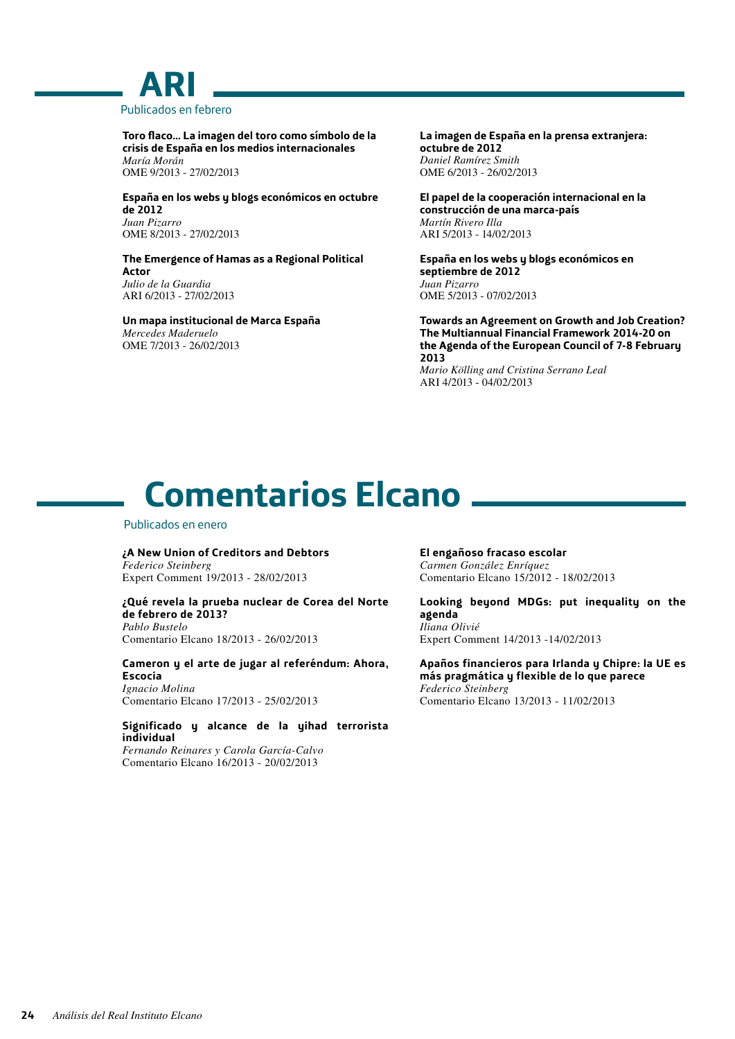# ARI

Publicados en febrero

**Toro flaco... La imagen del toro como símbolo de la crisis de España en los medios internacionales**
*María Morán*
OME 9/2013 - 27/02/2013

**España en los webs y blogs económicos en octubre de 2012**
*Juan Pizarro*
OME 8/2013 - 27/02/2013

**The Emergence of Hamas as a Regional Political Actor**
*Julio de la Guardia*
ARI 6/2013 - 27/02/2013

**Un mapa institucional de Marca España**
*Mercedes Maderuelo*
OME 7/2013 - 26/02/2013

**La imagen de España en la prensa extranjera: octubre de 2012**
*Daniel Ramírez Smith*
OME 6/2013 - 26/02/2013

**El papel de la cooperación internacional en la construcción de una marca-país**
*Martín Rivero Illa*
ARI 5/2013 - 14/02/2013

**España en los webs y blogs económicos en septiembre de 2012**
*Juan Pizarro*
OME 5/2013 - 07/02/2013

**Towards an Agreement on Growth and Job Creation? The Multiannual Financial Framework 2014-20 on the Agenda of the European Council of 7-8 February 2013**
*Mario Kölling and Cristina Serrano Leal*
ARI 4/2013 - 04/02/2013

# Comentarios Elcano

Publicados en enero

**¿A New Union of Creditors and Debtors**
*Federico Steinberg*
Expert Comment 19/2013 - 28/02/2013

**¿Qué revela la prueba nuclear de Corea del Norte de febrero de 2013?**
*Pablo Bustelo*
Comentario Elcano 18/2013 - 26/02/2013

**Cameron y el arte de jugar al referéndum: Ahora, Escocia**
*Ignacio Molina*
Comentario Elcano 17/2013 - 25/02/2013

**Significado y alcance de la yihad terrorista individual**
*Fernando Reinares y Carola García-Calvo*
Comentario Elcano 16/2013 - 20/02/2013

**El engañoso fracaso escolar**
*Carmen González Enríquez*
Comentario Elcano 15/2012 - 18/02/2013

**Looking beyond MDGs: put inequality on the agenda**
*Iliana Olivié*
Expert Comment 14/2013 -14/02/2013

**Apaños financieros para Irlanda y Chipre: la UE es más pragmática y flexible de lo que parece**
*Federico Steinberg*
Comentario Elcano 13/2013 - 11/02/2013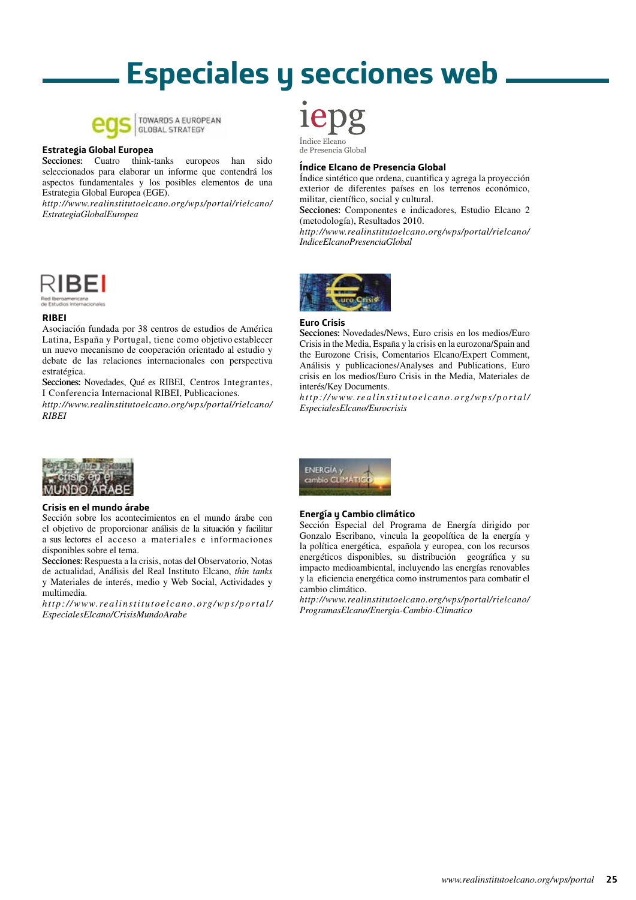# Especiales y secciones web

**Estrategia Global Europea**

**Secciones:** Cuatro think-tanks europeos han sido seleccionados para elaborar un informe que contendrá los aspectos fundamentales y los posibles elementos de una Estrategia Global Europea (EGE).

*http://www.realinstitutoelcano.org/wps/portal/rielcano/EstrategiaGlobalEuropea*

**Índice Elcano de Presencia Global**

Índice sintético que ordena, cuantifica y agrega la proyección exterior de diferentes países en los terrenos económico, militar, científico, social y cultural.

**Secciones:** Componentes e indicadores, Estudio Elcano 2 (metodología), Resultados 2010.

*http://www.realinstitutoelcano.org/wps/portal/rielcano/IndiceElcanoPresenciaGlobal*

**RIBEI**

Asociación fundada por 38 centros de estudios de América Latina, España y Portugal, tiene como objetivo establecer un nuevo mecanismo de cooperación orientado al estudio y debate de las relaciones internacionales con perspectiva estratégica.

**Secciones:** Novedades, Qué es RIBEI, Centros Integrantes, I Conferencia Internacional RIBEI, Publicaciones.

*http://www.realinstitutoelcano.org/wps/portal/rielcano/RIBEI*

**Euro Crisis**

**Secciones:** Novedades/News, Euro crisis en los medios/Euro Crisis in the Media, España y la crisis en la eurozona/Spain and the Eurozone Crisis, Comentarios Elcano/Expert Comment, Análisis y publicaciones/Analyses and Publications, Euro crisis en los medios/Euro Crisis in the Media, Materiales de interés/Key Documents.

*http://www.realinstitutoelcano.org/wps/portal/EspecialesElcano/Eurocrisis*

**Crisis en el mundo árabe**

Sección sobre los acontecimientos en el mundo árabe con el objetivo de proporcionar análisis de la situación y facilitar a sus lectores el acceso a materiales e informaciones disponibles sobre el tema.

**Secciones:** Respuesta a la crisis, notas del Observatorio, Notas de actualidad, Análisis del Real Instituto Elcano, *thin tanks* y Materiales de interés, medio y Web Social, Actividades y multimedia.

*http://www.realinstitutoelcano.org/wps/portal/EspecialesElcano/CrisisMundoArabe*

**Energía y Cambio climático**

Sección Especial del Programa de Energía dirigido por Gonzalo Escribano, vincula la geopolítica de la energía y la política energética, española y europea, con los recursos energéticos disponibles, su distribución geográfica y su impacto medioambiental, incluyendo las energías renovables y la eficiencia energética como instrumentos para combatir el cambio climático.

*http://www.realinstitutoelcano.org/wps/portal/rielcano/ProgramasElcano/Energia-Cambio-Climatico*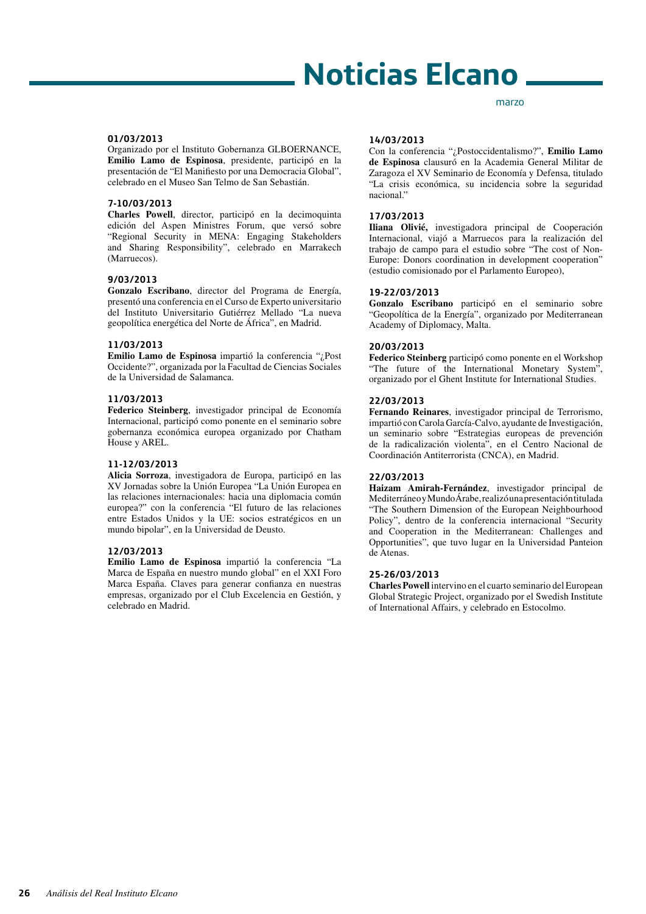# Noticias Elcano

marzo

**01/03/2013**

Organizado por el Instituto Gobernanza GLBOERNANCE, **Emilio Lamo de Espinosa**, presidente, participó en la presentación de "El Manifiesto por una Democracia Global", celebrado en el Museo San Telmo de San Sebastián.

**7-10/03/2013**

**Charles Powell**, director, participó en la decimoquinta edición del Aspen Ministres Forum, que versó sobre "Regional Security in MENA: Engaging Stakeholders and Sharing Responsibility", celebrado en Marrakech (Marruecos).

**9/03/2013**

**Gonzalo Escribano**, director del Programa de Energía, presentó una conferencia en el Curso de Experto universitario del Instituto Universitario Gutiérrez Mellado "La nueva geopolítica energética del Norte de África", en Madrid.

**11/03/2013**

**Emilio Lamo de Espinosa** impartió la conferencia "¿Post Occidente?", organizada por la Facultad de Ciencias Sociales de la Universidad de Salamanca.

**11/03/2013**

**Federico Steinberg**, investigador principal de Economía Internacional, participó como ponente en el seminario sobre gobernanza económica europea organizado por Chatham House y AREL.

**11-12/03/2013**

**Alicia Sorroza**, investigadora de Europa, participó en las XV Jornadas sobre la Unión Europea "La Unión Europea en las relaciones internacionales: hacia una diplomacia común europea?" con la conferencia "El futuro de las relaciones entre Estados Unidos y la UE: socios estratégicos en un mundo bipolar", en la Universidad de Deusto.

**12/03/2013**

**Emilio Lamo de Espinosa** impartió la conferencia "La Marca de España en nuestro mundo global" en el XXI Foro Marca España. Claves para generar confianza en nuestras empresas, organizado por el Club Excelencia en Gestión, y celebrado en Madrid.

**14/03/2013**

Con la conferencia "¿Postoccidentalismo?", **Emilio Lamo de Espinosa** clausuró en la Academia General Militar de Zaragoza el XV Seminario de Economía y Defensa, titulado "La crisis económica, su incidencia sobre la seguridad nacional."

**17/03/2013**

**Iliana Olivié,** investigadora principal de Cooperación Internacional, viajó a Marruecos para la realización del trabajo de campo para el estudio sobre "The cost of Non-Europe: Donors coordination in development cooperation" (estudio comisionado por el Parlamento Europeo),

**19-22/03/2013**

**Gonzalo Escribano** participó en el seminario sobre "Geopolítica de la Energía", organizado por Mediterranean Academy of Diplomacy, Malta.

**20/03/2013**

**Federico Steinberg** participó como ponente en el Workshop "The future of the International Monetary System", organizado por el Ghent Institute for International Studies.

**22/03/2013**

**Fernando Reinares**, investigador principal de Terrorismo, impartió con Carola García-Calvo, ayudante de Investigación, un seminario sobre "Estrategias europeas de prevención de la radicalización violenta", en el Centro Nacional de Coordinación Antiterrorista (CNCA), en Madrid.

**22/03/2013**

**Haizam Amirah-Fernández**, investigador principal de Mediterráneo y Mundo Árabe, realizó una presentación titulada "The Southern Dimension of the European Neighbourhood Policy", dentro de la conferencia internacional "Security and Cooperation in the Mediterranean: Challenges and Opportunities", que tuvo lugar en la Universidad Panteion de Atenas.

**25-26/03/2013**

**Charles Powell** intervino en el cuarto seminario del European Global Strategic Project, organizado por el Swedish Institute of International Affairs, y celebrado en Estocolmo.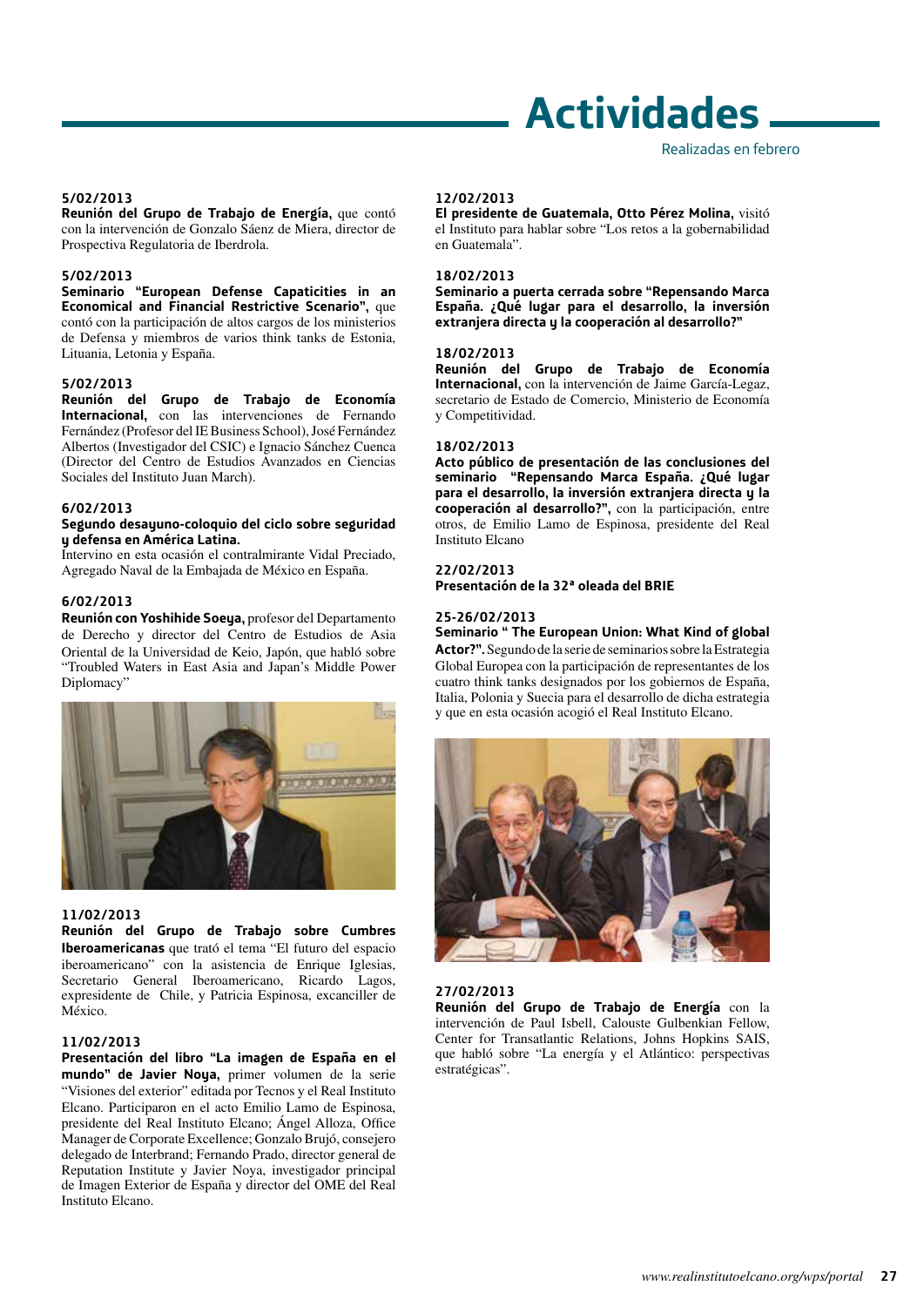# Actividades

Realizadas en febrero

**5/02/2013**
**Reunión del Grupo de Trabajo de Energía,** que contó con la intervención de Gonzalo Sáenz de Miera, director de Prospectiva Regulatoria de Iberdrola.

**5/02/2013**
**Seminario "European Defense Capacities in an Economical and Financial Restrictive Scenario",** que contó con la participación de altos cargos de los ministerios de Defensa y miembros de varios think tanks de Estonia, Lituania, Letonia y España.

**5/02/2013**
**Reunión del Grupo de Trabajo de Economía Internacional,** con las intervenciones de Fernando Fernández (Profesor del IE Business School), José Fernández Albertos (Investigador del CSIC) e Ignacio Sánchez Cuenca (Director del Centro de Estudios Avanzados en Ciencias Sociales del Instituto Juan March).

**6/02/2013**
**Segundo desayuno-coloquio del ciclo sobre seguridad y defensa en América Latina.**
Intervino en esta ocasión el contralmirante Vidal Preciado, Agregado Naval de la Embajada de México en España.

**6/02/2013**
**Reunión con Yoshihide Soeya,** profesor del Departamento de Derecho y director del Centro de Estudios de Asia Oriental de la Universidad de Keio, Japón, que habló sobre "Troubled Waters in East Asia and Japan's Middle Power Diplomacy"

**11/02/2013**
**Reunión del Grupo de Trabajo sobre Cumbres Iberoamericanas** que trató el tema "El futuro del espacio iberoamericano" con la asistencia de Enrique Iglesias, Secretario General Iberoamericano, Ricardo Lagos, expresidente de Chile, y Patricia Espinosa, excanciller de México.

**11/02/2013**
**Presentación del libro "La imagen de España en el mundo" de Javier Noya,** primer volumen de la serie "Visiones del exterior" editada por Tecnos y el Real Instituto Elcano. Participaron en el acto Emilio Lamo de Espinosa, presidente del Real Instituto Elcano; Ángel Alloza, Office Manager de Corporate Excellence; Gonzalo Brujó, consejero delegado de Interbrand; Fernando Prado, director general de Reputation Institute y Javier Noya, investigador principal de Imagen Exterior de España y director del OME del Real Instituto Elcano.

**12/02/2013**
**El presidente de Guatemala, Otto Pérez Molina,** visitó el Instituto para hablar sobre "Los retos a la gobernabilidad en Guatemala".

**18/02/2013**
**Seminario a puerta cerrada sobre "Repensando Marca España. ¿Qué lugar para el desarrollo, la inversión extranjera directa y la cooperación al desarrollo?"**

**18/02/2013**
**Reunión del Grupo de Trabajo de Economía Internacional,** con la intervención de Jaime García-Legaz, secretario de Estado de Comercio, Ministerio de Economía y Competitividad.

**18/02/2013**
**Acto público de presentación de las conclusiones del seminario "Repensando Marca España. ¿Qué lugar para el desarrollo, la inversión extranjera directa y la cooperación al desarrollo?",** con la participación, entre otros, de Emilio Lamo de Espinosa, presidente del Real Instituto Elcano

**22/02/2013**
**Presentación de la 32ª oleada del BRIE**

**25-26/02/2013**
**Seminario " The European Union: What Kind of global Actor?".** Segundo de la serie de seminarios sobre la Estrategia Global Europea con la participación de representantes de los cuatro think tanks designados por los gobiernos de España, Italia, Polonia y Suecia para el desarrollo de dicha estrategia y que en esta ocasión acogió el Real Instituto Elcano.

**27/02/2013**
**Reunión del Grupo de Trabajo de Energía** con la intervención de Paul Isbell, Calouste Gulbenkian Fellow, Center for Transatlantic Relations, Johns Hopkins SAIS, que habló sobre "La energía y el Atlántico: perspectivas estratégicas".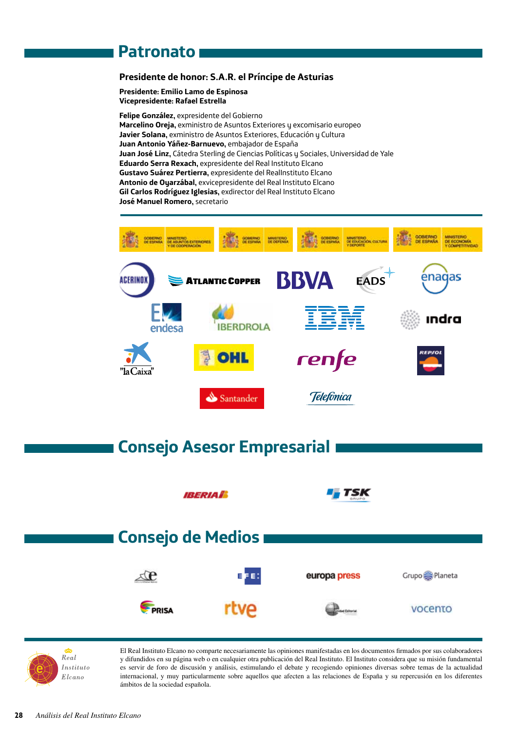## Patronato

**Presidente de honor: S.A.R. el Príncipe de Asturias**

**Presidente: Emilio Lamo de Espinosa**
**Vicepresidente: Rafael Estrella**

**Felipe González**, expresidente del Gobierno
**Marcelino Oreja**, exministro de Asuntos Exteriores y excomisario europeo
**Javier Solana**, exministro de Asuntos Exteriores, Educación y Cultura
**Juan Antonio Yáñez-Barnuevo**, embajador de España
**Juan José Linz**, Cátedra Sterling de Ciencias Políticas y Sociales, Universidad de Yale
**Eduardo Serra Rexach**, expresidente del Real Instituto Elcano
**Gustavo Suárez Pertierra**, expresidente del RealInstituto Elcano
**Antonio de Oyarzábal**, exvicepresidente del Real Instituto Elcano
**Gil Carlos Rodríguez Iglesias**, exdirector del Real Instituto Elcano
**José Manuel Romero**, secretario

## Consejo Asesor Empresarial

## Consejo de Medios

El Real Instituto Elcano no comparte necesariamente las opiniones manifestadas en los documentos firmados por sus colaboradores y difundidos en su página web o en cualquier otra publicación del Real Instituto. El Instituto considera que su misión fundamental es servir de foro de discusión y análisis, estimulando el debate y recogiendo opiniones diversas sobre temas de la actualidad internacional, y muy particularmente sobre aquellos que afecten a las relaciones de España y su repercusión en los diferentes ámbitos de la sociedad española.